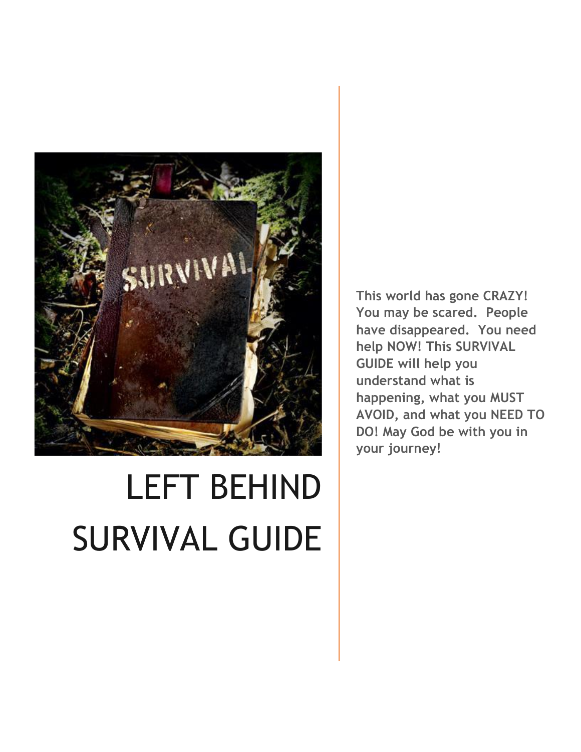# LEFT BEHIND SURVIVAL GUIDE

**This world has gone CRAZY! You may be scared. People have disappeared. You need help NOW! This SURVIVAL GUIDE will help you understand what is happening, what you MUST AVOID, and what you NEED TO DO! May God be with you in your journey!**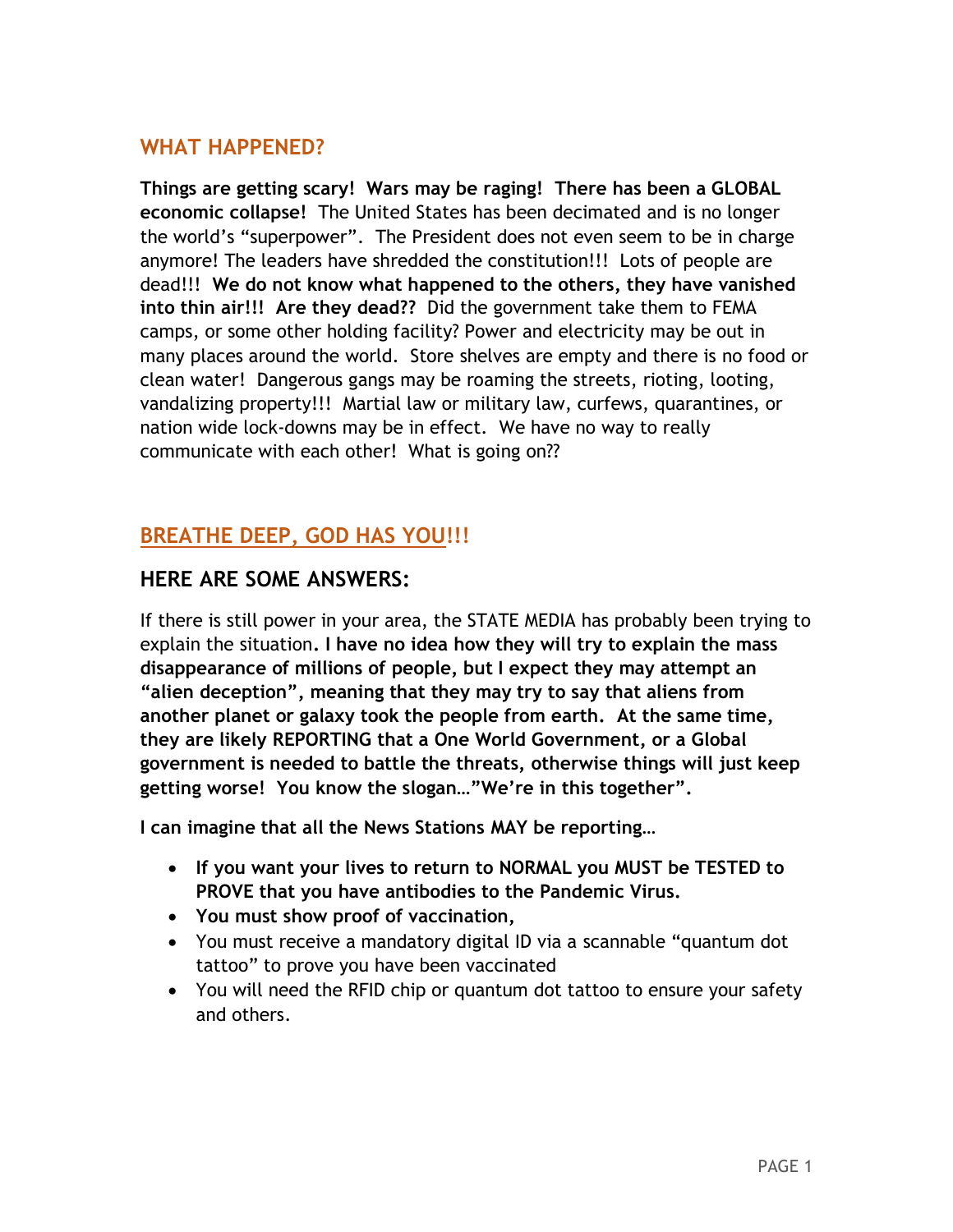## WHAT HAPPENED?

**Things are getting scary! Wars may be raging! There has been a GLOBAL economic collapse!** The United States has been decimated and is no longer the world's "superpower". The President does not even seem to be in charge anymore! The leaders have shredded the constitution!!! Lots of people are dead!!! **We do not know what happened to the others, they have vanished into thin air!!! Are they dead??** Did the government take them to FEMA camps, or some other holding facility? Power and electricity may be out in many places around the world. Store shelves are empty and there is no food or clean water! Dangerous gangs may be roaming the streets, rioting, looting, vandalizing property!!! Martial law or military law, curfews, quarantines, or nation wide lock-downs may be in effect. We have no way to really communicate with each other! What is going on??

## BREATHE DEEP, GOD HAS YOU!!!

### HERE ARE SOME ANSWERS:

If there is still power in your area, the STATE MEDIA has probably been trying to explain the situation**. I have no idea how they will try to explain the mass disappearance of millions of people, but I expect they may attempt an "alien deception", meaning that they may try to say that aliens from another planet or galaxy took the people from earth. At the same time, they are likely REPORTING that a One World Government, or a Global government is needed to battle the threats, otherwise things will just keep getting worse! You know the slogan…"We're in this together".**

**I can imagine that all the News Stations MAY be reporting…**

- **If you want your lives to return to NORMAL you MUST be TESTED to PROVE that you have antibodies to the Pandemic Virus.**
- **You must show proof of vaccination,**
- You must receive a mandatory digital ID via a scannable "quantum dot tattoo" to prove you have been vaccinated
- You will need the RFID chip or quantum dot tattoo to ensure your safety and others.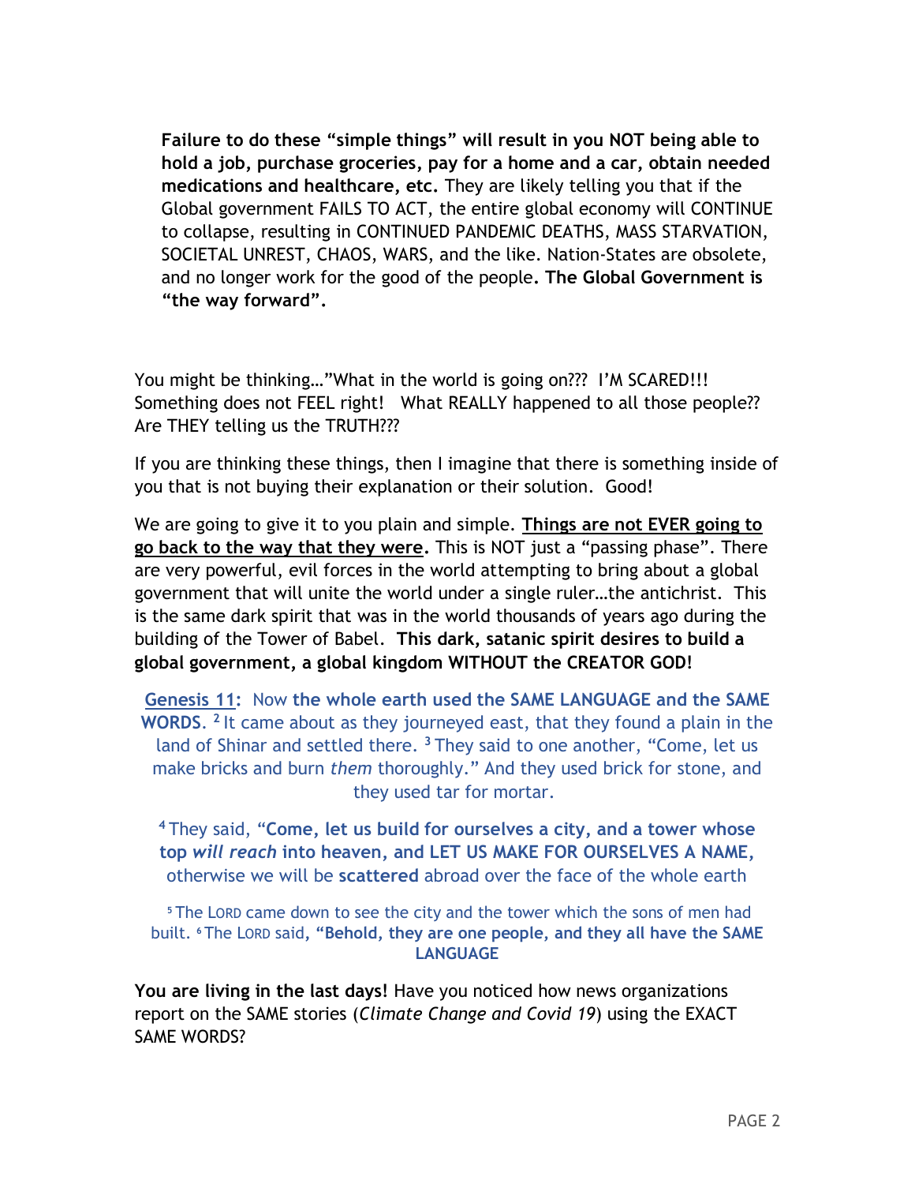**Failure to do these "simple things" will result in you NOT being able to hold a job, purchase groceries, pay for a home and a car, obtain needed medications and healthcare, etc.** They are likely telling you that if the Global government FAILS TO ACT, the entire global economy will CONTINUE to collapse, resulting in CONTINUED PANDEMIC DEATHS, MASS STARVATION, SOCIETAL UNREST, CHAOS, WARS, and the like. Nation-States are obsolete, and no longer work for the good of the people**. The Global Government is "the way forward".**

You might be thinking…"What in the world is going on??? I'M SCARED!!! Something does not FEEL right! What REALLY happened to all those people?? Are THEY telling us the TRUTH???

If you are thinking these things, then I imagine that there is something inside of you that is not buying their explanation or their solution. Good!

We are going to give it to you plain and simple. **<u>Things are not EVER going to go back to the way that they were</u>.** This is NOT just a "passing phase". There are very powerful, evil forces in the world attempting to bring about a global government that will unite the world under a single ruler…the antichrist. This is the same dark spirit that was in the world thousands of years ago during the building of the Tower of Babel. **This dark, satanic spirit desires to build a global government, a global kingdom WITHOUT the CREATOR GOD!**

<u>Genesis 11</u>**:** Now **the whole earth used the SAME LANGUAGE and the SAME WORDS**. [2] It came about as they journeyed east, that they found a plain in the land of Shinar and settled there. [3] They said to one another, "Come, let us make bricks and burn *them* thoroughly." And they used brick for stone, and they used tar for mortar.

[4] They said, "**Come, let us build for ourselves a city, and a tower whose top *will reach* into heaven, and LET US MAKE FOR OURSELVES A NAME,** otherwise we will be **scattered** abroad over the face of the whole earth

[5] The LORD came down to see the city and the tower which the sons of men had built. [6] The LORD said**, "Behold, they are one people, and they all have the SAME LANGUAGE**

**You are living in the last days!** Have you noticed how news organizations report on the SAME stories (*Climate Change and Covid 19*) using the EXACT SAME WORDS?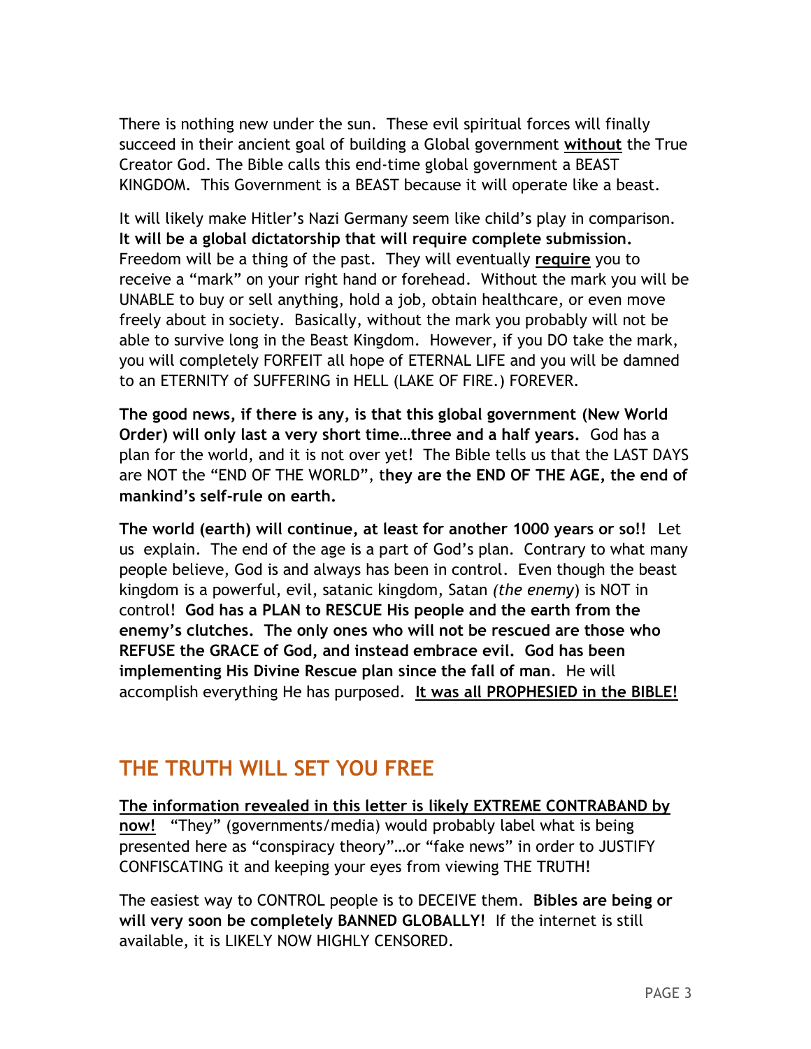There is nothing new under the sun. These evil spiritual forces will finally succeed in their ancient goal of building a Global government **<u>without</u>** the True Creator God. The Bible calls this end-time global government a BEAST KINGDOM. This Government is a BEAST because it will operate like a beast.

It will likely make Hitler's Nazi Germany seem like child's play in comparison. **It will be a global dictatorship that will require complete submission.** Freedom will be a thing of the past. They will eventually **<u>require</u>** you to receive a "mark" on your right hand or forehead. Without the mark you will be UNABLE to buy or sell anything, hold a job, obtain healthcare, or even move freely about in society. Basically, without the mark you probably will not be able to survive long in the Beast Kingdom. However, if you DO take the mark, you will completely FORFEIT all hope of ETERNAL LIFE and you will be damned to an ETERNITY of SUFFERING in HELL (LAKE OF FIRE.) FOREVER.

**The good news, if there is any, is that this global government (New World Order) will only last a very short time…three and a half years.** God has a plan for the world, and it is not over yet! The Bible tells us that the LAST DAYS are NOT the "END OF THE WORLD", **they are the END OF THE AGE, the end of mankind's self-rule on earth.**

**The world (earth) will continue, at least for another 1000 years or so!!** Let us explain. The end of the age is a part of God's plan. Contrary to what many people believe, God is and always has been in control. Even though the beast kingdom is a powerful, evil, satanic kingdom, Satan *(the enemy)* is NOT in control! **God has a PLAN to RESCUE His people and the earth from the enemy's clutches. The only ones who will not be rescued are those who REFUSE the GRACE of God, and instead embrace evil. God has been implementing His Divine Rescue plan since the fall of man**. He will accomplish everything He has purposed. **<u>It was all PROPHESIED in the BIBLE!</u>**

## THE TRUTH WILL SET YOU FREE

**<u>The information revealed in this letter is likely EXTREME CONTRABAND by now!</u>** "They" (governments/media) would probably label what is being presented here as "conspiracy theory"…or "fake news" in order to JUSTIFY CONFISCATING it and keeping your eyes from viewing THE TRUTH!

The easiest way to CONTROL people is to DECEIVE them. **Bibles are being or will very soon be completely BANNED GLOBALLY!** If the internet is still available, it is LIKELY NOW HIGHLY CENSORED.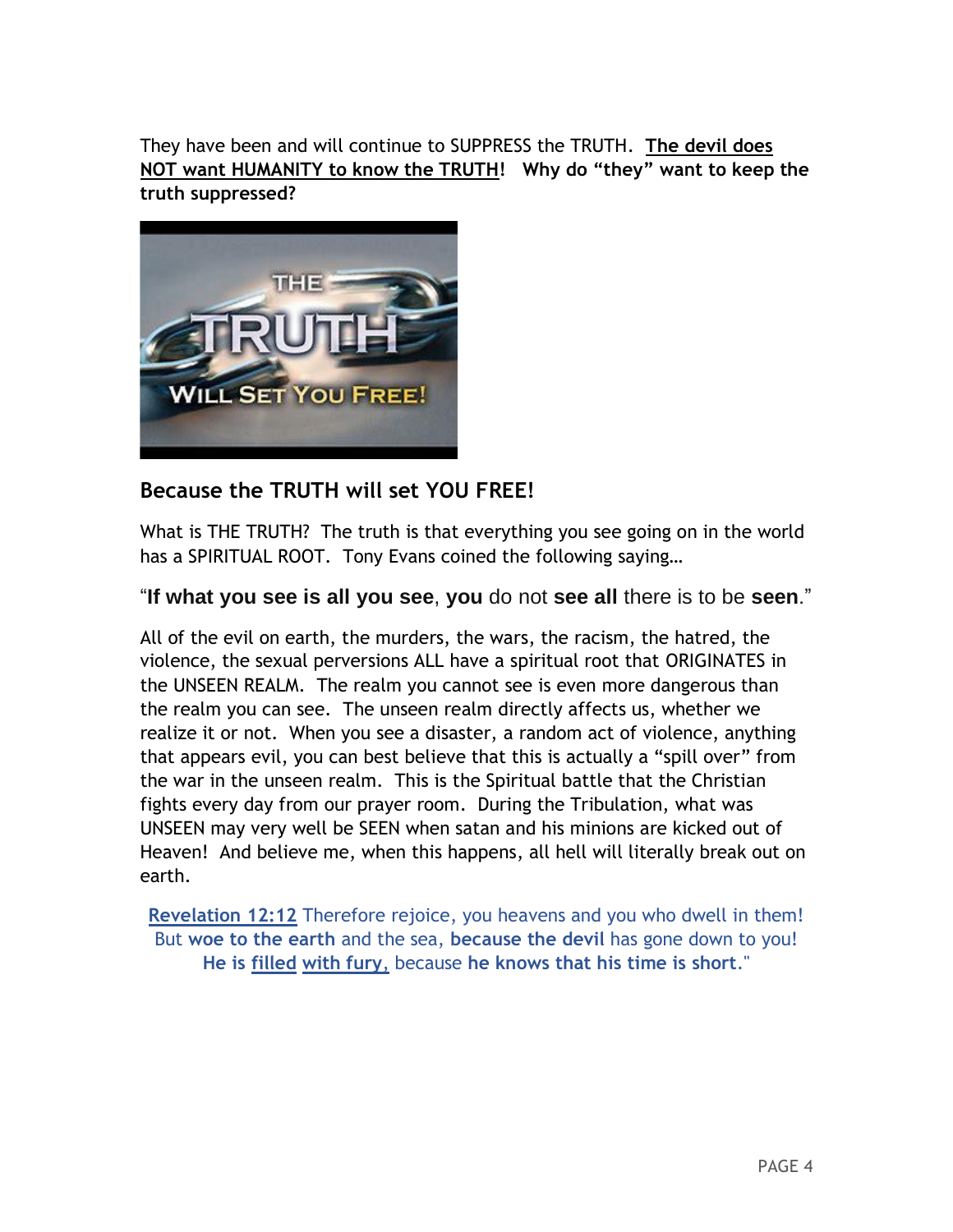They have been and will continue to SUPPRESS the TRUTH. **The devil does NOT want HUMANITY to know the TRUTH! Why do "they" want to keep the truth suppressed?**

### Because the TRUTH will set YOU FREE!

What is THE TRUTH? The truth is that everything you see going on in the world has a SPIRITUAL ROOT. Tony Evans coined the following saying…

"**If what you see is all you see**, **you** do not **see all** there is to be **seen**."

All of the evil on earth, the murders, the wars, the racism, the hatred, the violence, the sexual perversions ALL have a spiritual root that ORIGINATES in the UNSEEN REALM. The realm you cannot see is even more dangerous than the realm you can see. The unseen realm directly affects us, whether we realize it or not. When you see a disaster, a random act of violence, anything that appears evil, you can best believe that this is actually a "spill over" from the war in the unseen realm. This is the Spiritual battle that the Christian fights every day from our prayer room. During the Tribulation, what was UNSEEN may very well be SEEN when satan and his minions are kicked out of Heaven! And believe me, when this happens, all hell will literally break out on earth.

**Revelation 12:12** Therefore rejoice, you heavens and you who dwell in them! But **woe to the earth** and the sea, **because the devil** has gone down to you! **He is filled with fury**, because **he knows that his time is short**."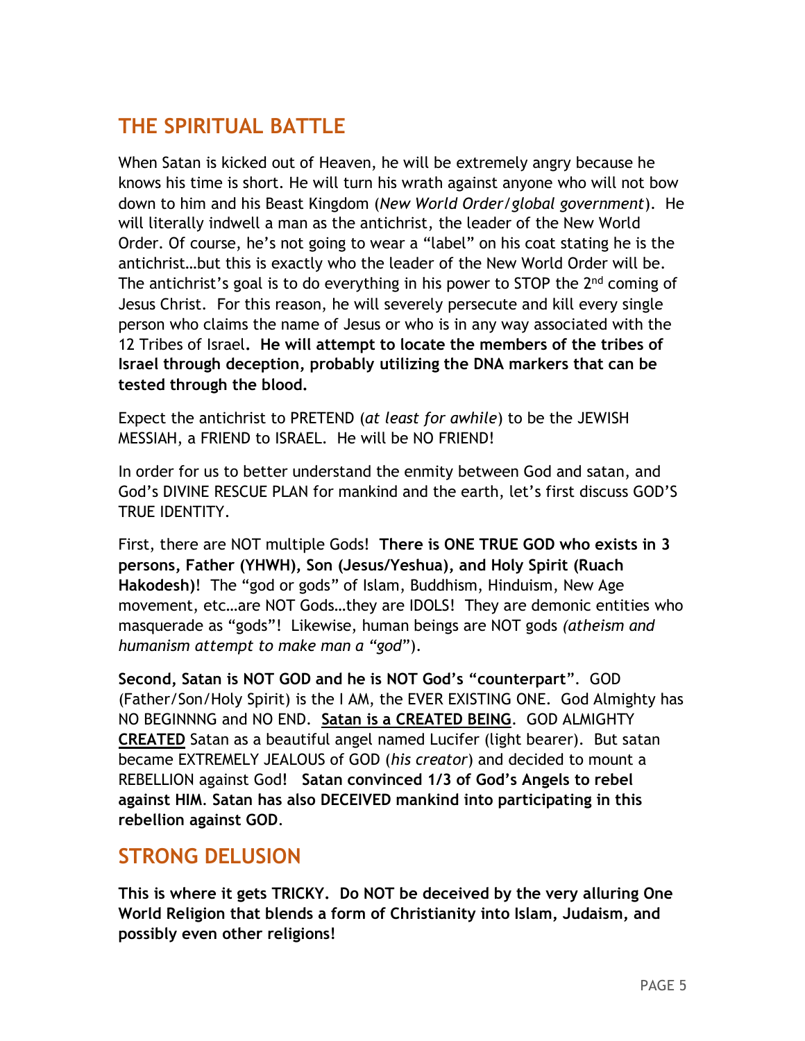## THE SPIRITUAL BATTLE

When Satan is kicked out of Heaven, he will be extremely angry because he knows his time is short. He will turn his wrath against anyone who will not bow down to him and his Beast Kingdom (*New World Order/global government*). He will literally indwell a man as the antichrist, the leader of the New World Order. Of course, he's not going to wear a "label" on his coat stating he is the antichrist…but this is exactly who the leader of the New World Order will be. The antichrist's goal is to do everything in his power to STOP the 2nd coming of Jesus Christ. For this reason, he will severely persecute and kill every single person who claims the name of Jesus or who is in any way associated with the 12 Tribes of Israel. **He will attempt to locate the members of the tribes of Israel through deception, probably utilizing the DNA markers that can be tested through the blood.**

Expect the antichrist to PRETEND (*at least for awhile*) to be the JEWISH MESSIAH, a FRIEND to ISRAEL. He will be NO FRIEND!

In order for us to better understand the enmity between God and satan, and God's DIVINE RESCUE PLAN for mankind and the earth, let's first discuss GOD'S TRUE IDENTITY.

First, there are NOT multiple Gods! **There is ONE TRUE GOD who exists in 3 persons, Father (YHWH), Son (Jesus/Yeshua), and Holy Spirit (Ruach Hakodesh)**! The "god or gods" of Islam, Buddhism, Hinduism, New Age movement, etc…are NOT Gods…they are IDOLS! They are demonic entities who masquerade as "gods"! Likewise, human beings are NOT gods *(atheism and humanism attempt to make man a "god*").

**Second, Satan is NOT GOD and he is NOT God's "counterpart"**. GOD (Father/Son/Holy Spirit) is the I AM, the EVER EXISTING ONE. God Almighty has NO BEGINNNG and NO END. **<u>Satan is a CREATED BEING</u>**. GOD ALMIGHTY **<u>CREATED</u>** Satan as a beautiful angel named Lucifer (light bearer). But satan became EXTREMELY JEALOUS of GOD (*his creator*) and decided to mount a REBELLION against God**!** **Satan convinced 1/3 of God's Angels to rebel against HIM**. **Satan has also DECEIVED mankind into participating in this rebellion against GOD**.

## STRONG DELUSION

**This is where it gets TRICKY. Do NOT be deceived by the very alluring One World Religion that blends a form of Christianity into Islam, Judaism, and possibly even other religions!**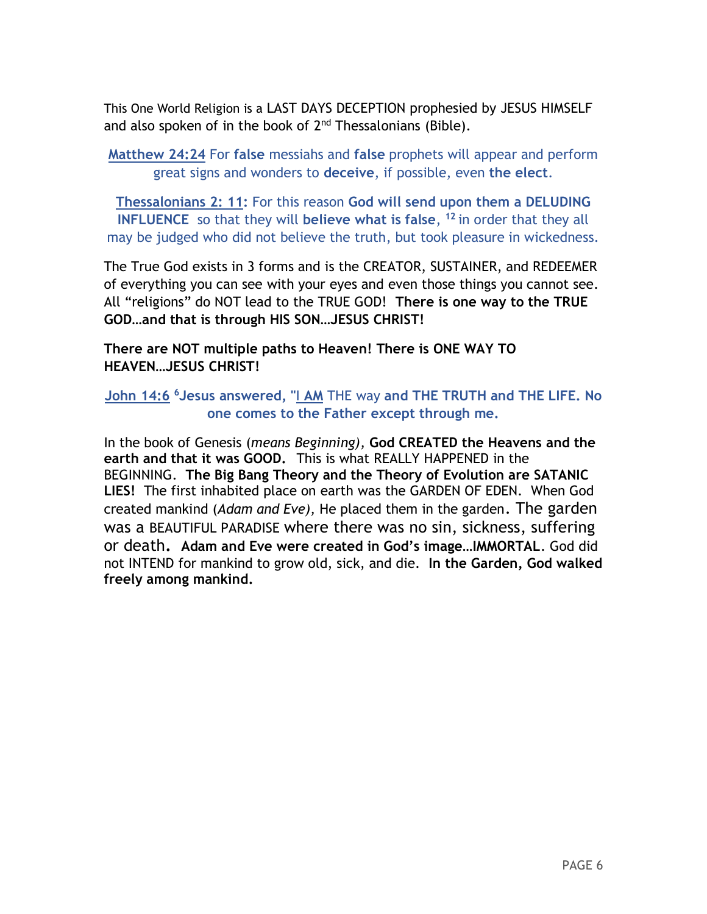This One World Religion is a LAST DAYS DECEPTION prophesied by JESUS HIMSELF and also spoken of in the book of 2nd Thessalonians (Bible).

Matthew 24:24 For **false** messiahs and **false** prophets will appear and perform great signs and wonders to **deceive**, if possible, even **the elect**.

Thessalonians 2: 11: For this reason **God will send upon them a DELUDING INFLUENCE** so that they will **believe what is false**, [12] in order that they all may be judged who did not believe the truth, but took pleasure in wickedness.

The True God exists in 3 forms and is the CREATOR, SUSTAINER, and REDEEMER of everything you can see with your eyes and even those things you cannot see. All "religions" do NOT lead to the TRUE GOD! **There is one way to the TRUE GOD…and that is through HIS SON…JESUS CHRIST!**

**There are NOT multiple paths to Heaven! There is ONE WAY TO HEAVEN…JESUS CHRIST!**

John 14:6 [6]**Jesus answered, "I AM** THE way **and THE TRUTH and THE LIFE. No one comes to the Father except through me.**

In the book of Genesis (*means Beginning),* **God CREATED the Heavens and the earth and that it was GOOD.** This is what REALLY HAPPENED in the BEGINNING. **The Big Bang Theory and the Theory of Evolution are SATANIC LIES!** The first inhabited place on earth was the GARDEN OF EDEN. When God created mankind (*Adam and Eve),* He placed them in the garden. The garden was a BEAUTIFUL PARADISE where there was no sin, sickness, suffering or death. **Adam and Eve were created in God's image…IMMORTAL**. God did not INTEND for mankind to grow old, sick, and die. **In the Garden, God walked freely among mankind.**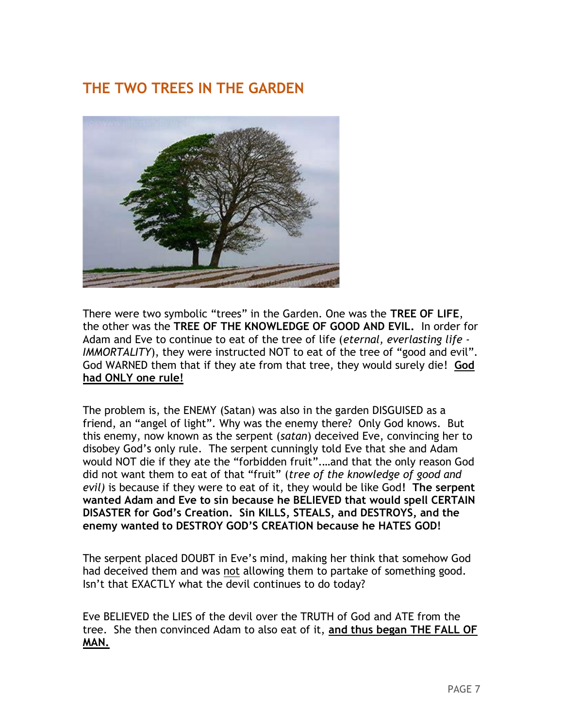## THE TWO TREES IN THE GARDEN

There were two symbolic "trees" in the Garden. One was the **TREE OF LIFE**, the other was the **TREE OF THE KNOWLEDGE OF GOOD AND EVIL.** In order for Adam and Eve to continue to eat of the tree of life (*eternal, everlasting life - IMMORTALITY*), they were instructed NOT to eat of the tree of "good and evil". God WARNED them that if they ate from that tree, they would surely die! **God had ONLY one rule!**

The problem is, the ENEMY (Satan) was also in the garden DISGUISED as a friend, an "angel of light". Why was the enemy there? Only God knows. But this enemy, now known as the serpent (*satan*) deceived Eve, convincing her to disobey God's only rule. The serpent cunningly told Eve that she and Adam would NOT die if they ate the "forbidden fruit"….and that the only reason God did not want them to eat of that "fruit" (*tree of the knowledge of good and evil)* is because if they were to eat of it, they would be like God**! The serpent wanted Adam and Eve to sin because he BELIEVED that would spell CERTAIN DISASTER for God's Creation. Sin KILLS, STEALS, and DESTROYS, and the enemy wanted to DESTROY GOD'S CREATION because he HATES GOD!**

The serpent placed DOUBT in Eve's mind, making her think that somehow God had deceived them and was not allowing them to partake of something good. Isn't that EXACTLY what the devil continues to do today?

Eve BELIEVED the LIES of the devil over the TRUTH of God and ATE from the tree. She then convinced Adam to also eat of it, **and thus began THE FALL OF MAN.**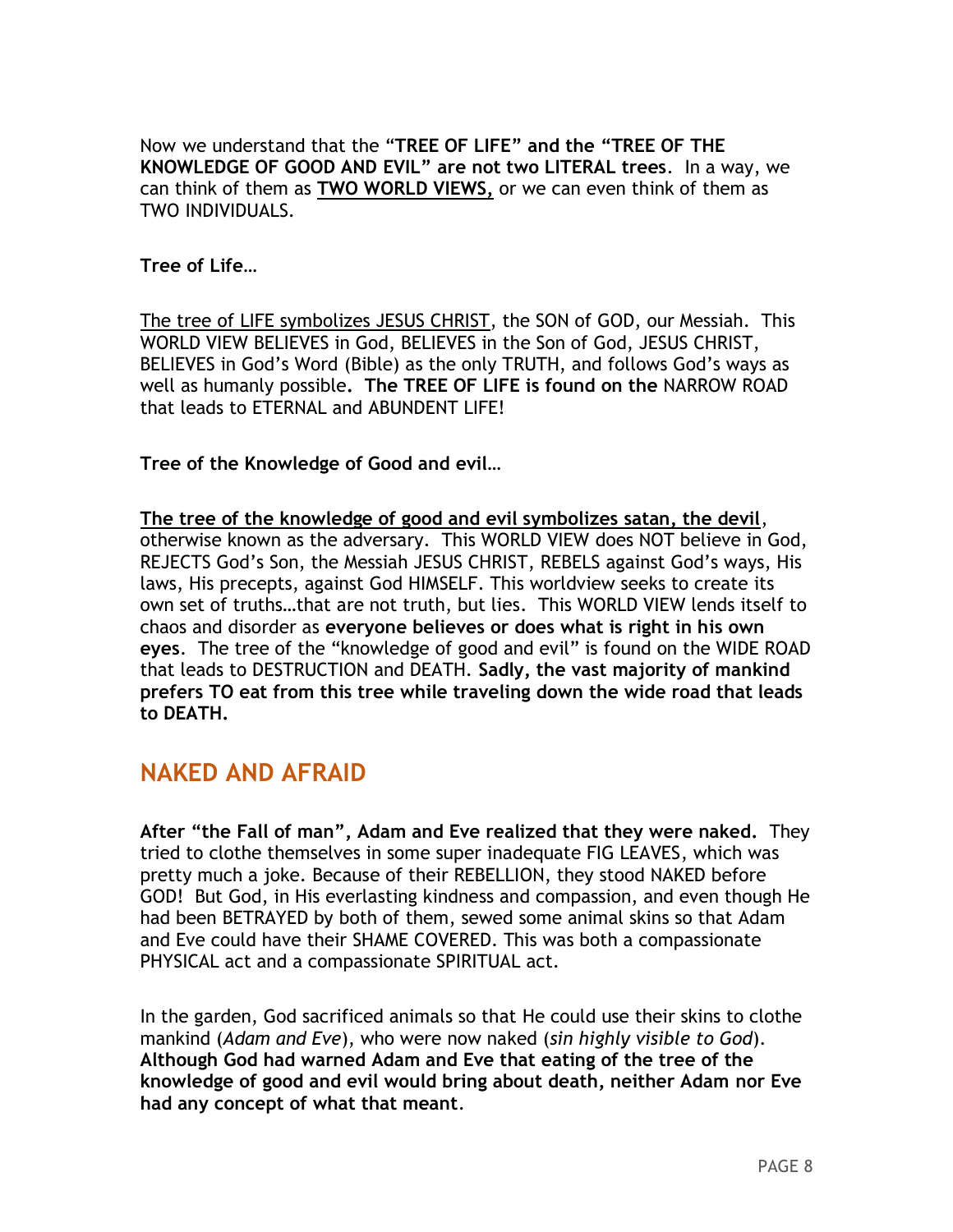Now we understand that the **"TREE OF LIFE" and the "TREE OF THE KNOWLEDGE OF GOOD AND EVIL" are not two LITERAL trees**. In a way, we can think of them as **TWO WORLD VIEWS,** or we can even think of them as TWO INDIVIDUALS.

**Tree of Life…**

The tree of LIFE symbolizes JESUS CHRIST, the SON of GOD, our Messiah. This WORLD VIEW BELIEVES in God, BELIEVES in the Son of God, JESUS CHRIST, BELIEVES in God's Word (Bible) as the only TRUTH, and follows God's ways as well as humanly possible**. The TREE OF LIFE is found on the** NARROW ROAD that leads to ETERNAL and ABUNDENT LIFE!

**Tree of the Knowledge of Good and evil…**

**The tree of the knowledge of good and evil symbolizes satan, the devil**, otherwise known as the adversary. This WORLD VIEW does NOT believe in God, REJECTS God's Son, the Messiah JESUS CHRIST, REBELS against God's ways, His laws, His precepts, against God HIMSELF. This worldview seeks to create its own set of truths…that are not truth, but lies. This WORLD VIEW lends itself to chaos and disorder as **everyone believes or does what is right in his own eyes**. The tree of the "knowledge of good and evil" is found on the WIDE ROAD that leads to DESTRUCTION and DEATH. **Sadly, the vast majority of mankind prefers TO eat from this tree while traveling down the wide road that leads to DEATH.**

## NAKED AND AFRAID

**After "the Fall of man", Adam and Eve realized that they were naked.** They tried to clothe themselves in some super inadequate FIG LEAVES, which was pretty much a joke. Because of their REBELLION, they stood NAKED before GOD! But God, in His everlasting kindness and compassion, and even though He had been BETRAYED by both of them, sewed some animal skins so that Adam and Eve could have their SHAME COVERED. This was both a compassionate PHYSICAL act and a compassionate SPIRITUAL act.

In the garden, God sacrificed animals so that He could use their skins to clothe mankind (*Adam and Eve*), who were now naked (*sin highly visible to God*). **Although God had warned Adam and Eve that eating of the tree of the knowledge of good and evil would bring about death, neither Adam nor Eve had any concept of what that meant**.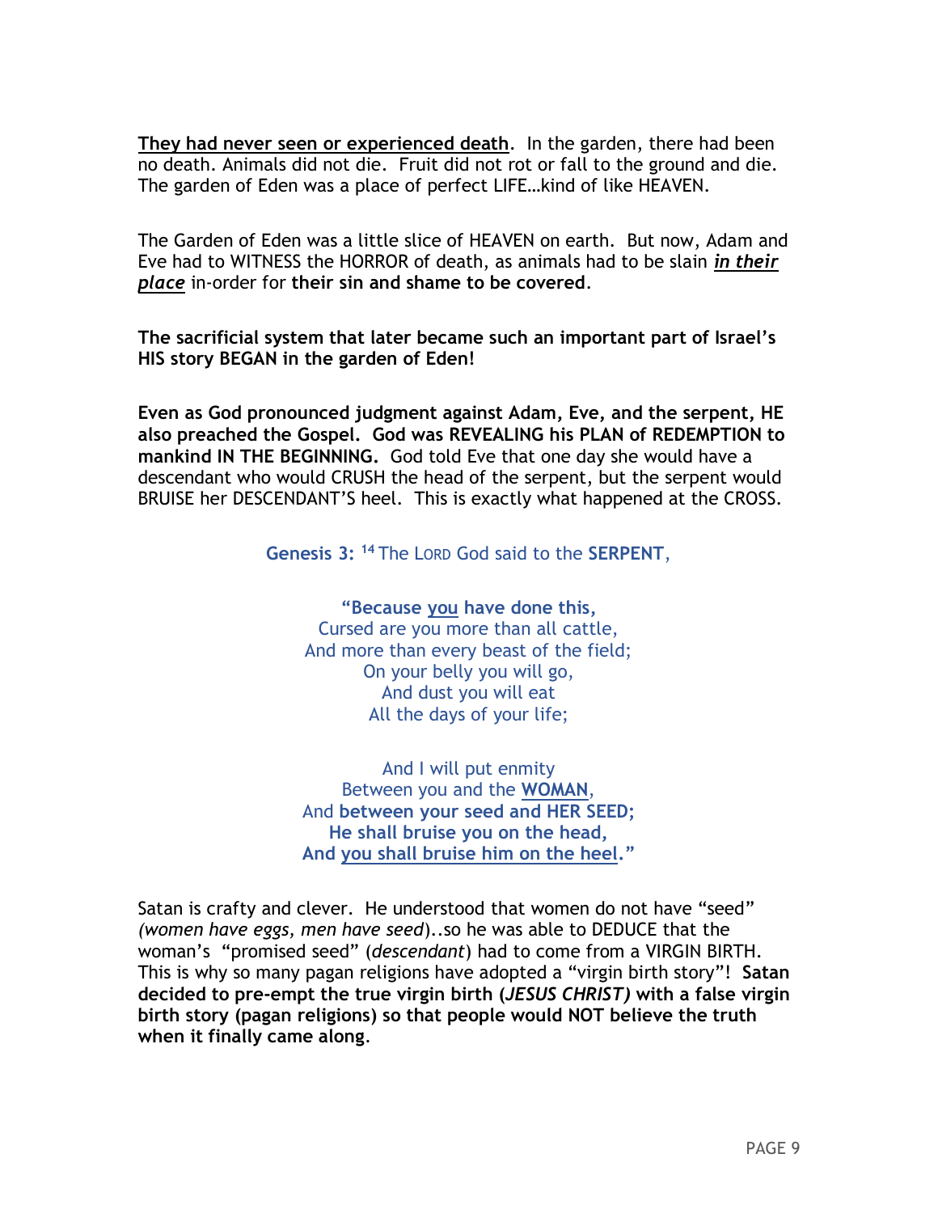**<u>They had never seen or experienced death</u>**. In the garden, there had been no death. Animals did not die. Fruit did not rot or fall to the ground and die. The garden of Eden was a place of perfect LIFE…kind of like HEAVEN.

The Garden of Eden was a little slice of HEAVEN on earth. But now, Adam and Eve had to WITNESS the HORROR of death, as animals had to be slain ***<u>in their place</u>*** in-order for **their sin and shame to be covered**.

**The sacrificial system that later became such an important part of Israel's HIS story BEGAN in the garden of Eden!**

**Even as God pronounced judgment against Adam, Eve, and the serpent, HE also preached the Gospel. God was REVEALING his PLAN of REDEMPTION to mankind IN THE BEGINNING.** God told Eve that one day she would have a descendant who would CRUSH the head of the serpent, but the serpent would BRUISE her DESCENDANT'S heel. This is exactly what happened at the CROSS.

**Genesis 3:** [14] The LORD God said to the **SERPENT**,

**"Because <u>you</u> have done this,**
Cursed are you more than all cattle,
And more than every beast of the field;
On your belly you will go,
And dust you will eat
All the days of your life;

And I will put enmity
Between you and the **<u>WOMAN</u>**,
And **between your seed and HER SEED;**
**He shall bruise you on the head,**
**And <u>you shall bruise him on the heel</u>."**

Satan is crafty and clever. He understood that women do not have "seed" *(women have eggs, men have seed*)..so he was able to DEDUCE that the woman's "promised seed" (*descendant*) had to come from a VIRGIN BIRTH. This is why so many pagan religions have adopted a "virgin birth story"! **Satan decided to pre-empt the true virgin birth (*JESUS CHRIST)* with a false virgin birth story (pagan religions) so that people would NOT believe the truth when it finally came along**.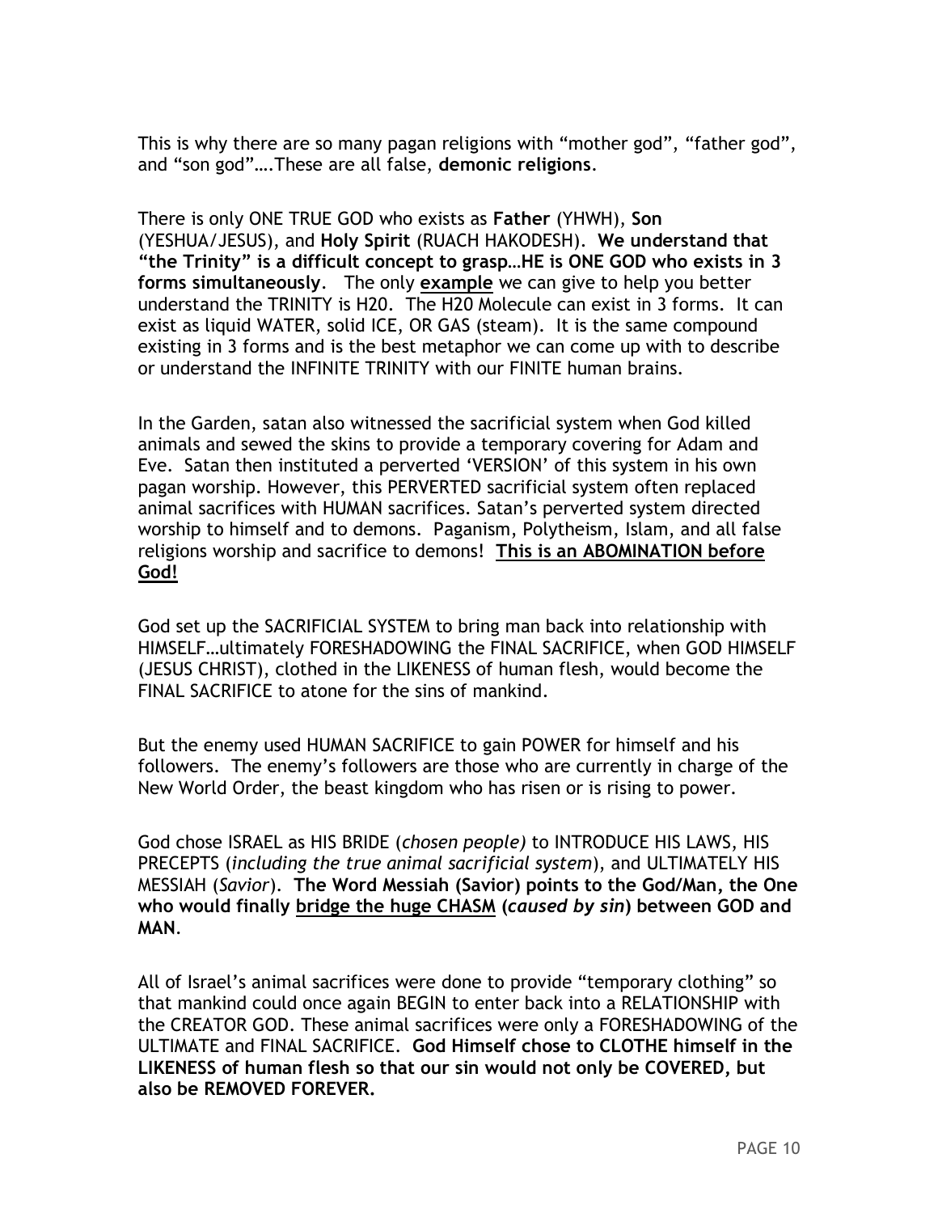This is why there are so many pagan religions with "mother god", "father god", and "son god"….These are all false, **demonic religions**.

There is only ONE TRUE GOD who exists as **Father** (YHWH), **Son** (YESHUA/JESUS), and **Holy Spirit** (RUACH HAKODESH). **We understand that "the Trinity" is a difficult concept to grasp…HE is ONE GOD who exists in 3 forms simultaneously**. The only **<u>example</u>** we can give to help you better understand the TRINITY is H20. The H20 Molecule can exist in 3 forms. It can exist as liquid WATER, solid ICE, OR GAS (steam). It is the same compound existing in 3 forms and is the best metaphor we can come up with to describe or understand the INFINITE TRINITY with our FINITE human brains.

In the Garden, satan also witnessed the sacrificial system when God killed animals and sewed the skins to provide a temporary covering for Adam and Eve. Satan then instituted a perverted 'VERSION' of this system in his own pagan worship. However, this PERVERTED sacrificial system often replaced animal sacrifices with HUMAN sacrifices. Satan's perverted system directed worship to himself and to demons. Paganism, Polytheism, Islam, and all false religions worship and sacrifice to demons! **<u>This is an ABOMINATION before God!</u>**

God set up the SACRIFICIAL SYSTEM to bring man back into relationship with HIMSELF…ultimately FORESHADOWING the FINAL SACRIFICE, when GOD HIMSELF (JESUS CHRIST), clothed in the LIKENESS of human flesh, would become the FINAL SACRIFICE to atone for the sins of mankind.

But the enemy used HUMAN SACRIFICE to gain POWER for himself and his followers. The enemy's followers are those who are currently in charge of the New World Order, the beast kingdom who has risen or is rising to power.

God chose ISRAEL as HIS BRIDE (*chosen people)* to INTRODUCE HIS LAWS, HIS PRECEPTS (*including the true animal sacrificial system*), and ULTIMATELY HIS MESSIAH (*Savior*). **The Word Messiah (Savior) points to the God/Man, the One who would finally <u>bridge the huge CHASM</u> (*caused by sin*) between GOD and MAN**.

All of Israel's animal sacrifices were done to provide "temporary clothing" so that mankind could once again BEGIN to enter back into a RELATIONSHIP with the CREATOR GOD. These animal sacrifices were only a FORESHADOWING of the ULTIMATE and FINAL SACRIFICE. **God Himself chose to CLOTHE himself in the LIKENESS of human flesh so that our sin would not only be COVERED, but also be REMOVED FOREVER.**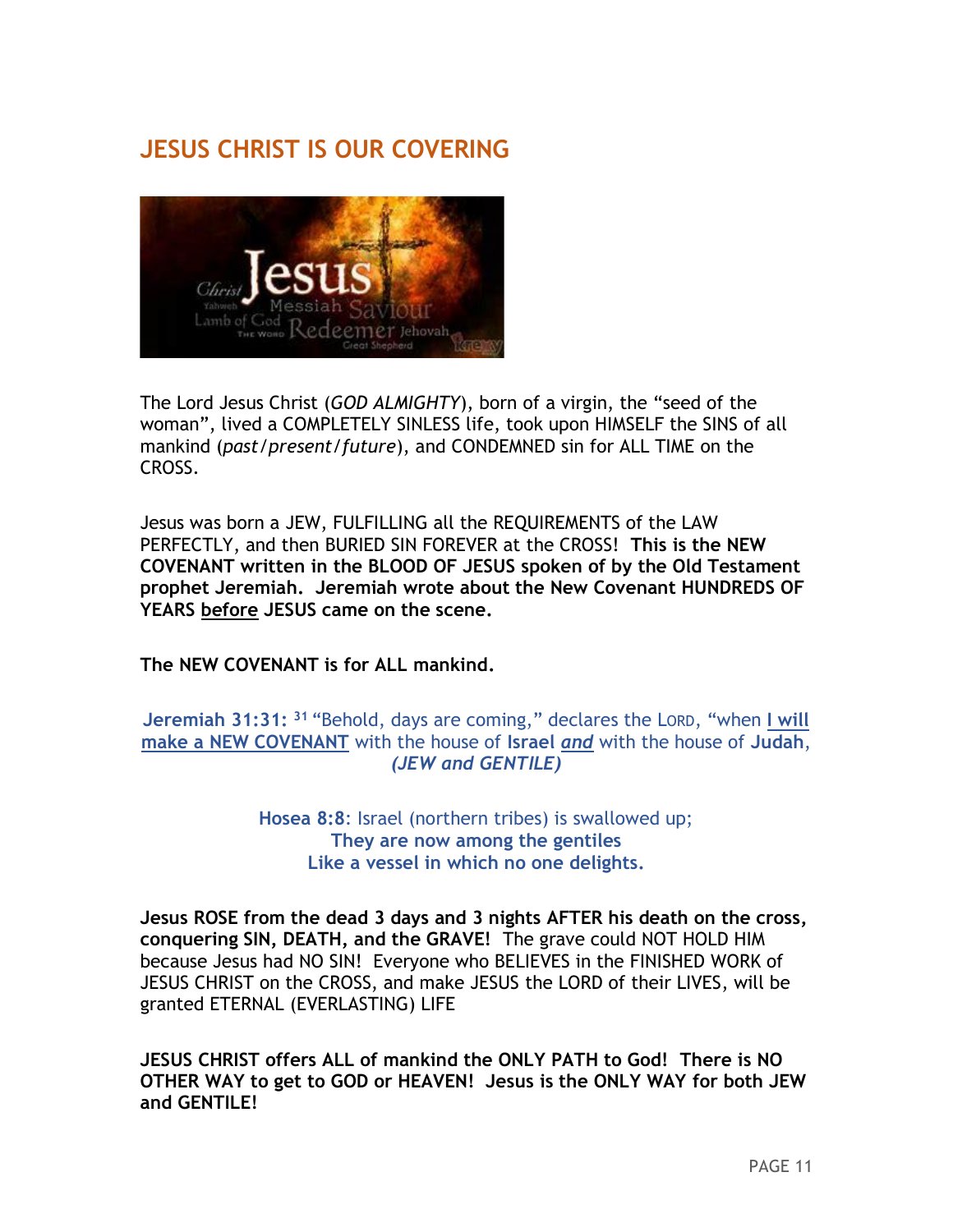## JESUS CHRIST IS OUR COVERING

The Lord Jesus Christ (*GOD ALMIGHTY*), born of a virgin, the "seed of the woman", lived a COMPLETELY SINLESS life, took upon HIMSELF the SINS of all mankind (*past/present/future*), and CONDEMNED sin for ALL TIME on the CROSS.

Jesus was born a JEW, FULFILLING all the REQUIREMENTS of the LAW PERFECTLY, and then BURIED SIN FOREVER at the CROSS! **This is the NEW COVENANT written in the BLOOD OF JESUS spoken of by the Old Testament prophet Jeremiah. Jeremiah wrote about the New Covenant HUNDREDS OF YEARS before JESUS came on the scene.**

**The NEW COVENANT is for ALL mankind.**

**Jeremiah 31:31:** [31] "Behold, days are coming," declares the LORD, "when **I will make a NEW COVENANT** with the house of **Israel** ***and*** with the house of **Judah**, ***(JEW and GENTILE)***

**Hosea 8:8**: Israel (northern tribes) is swallowed up;
**They are now among the gentiles**
**Like a vessel in which no one delights.**

**Jesus ROSE from the dead 3 days and 3 nights AFTER his death on the cross, conquering SIN, DEATH, and the GRAVE!** The grave could NOT HOLD HIM because Jesus had NO SIN! Everyone who BELIEVES in the FINISHED WORK of JESUS CHRIST on the CROSS, and make JESUS the LORD of their LIVES, will be granted ETERNAL (EVERLASTING) LIFE

**JESUS CHRIST offers ALL of mankind the ONLY PATH to God! There is NO OTHER WAY to get to GOD or HEAVEN! Jesus is the ONLY WAY for both JEW and GENTILE!**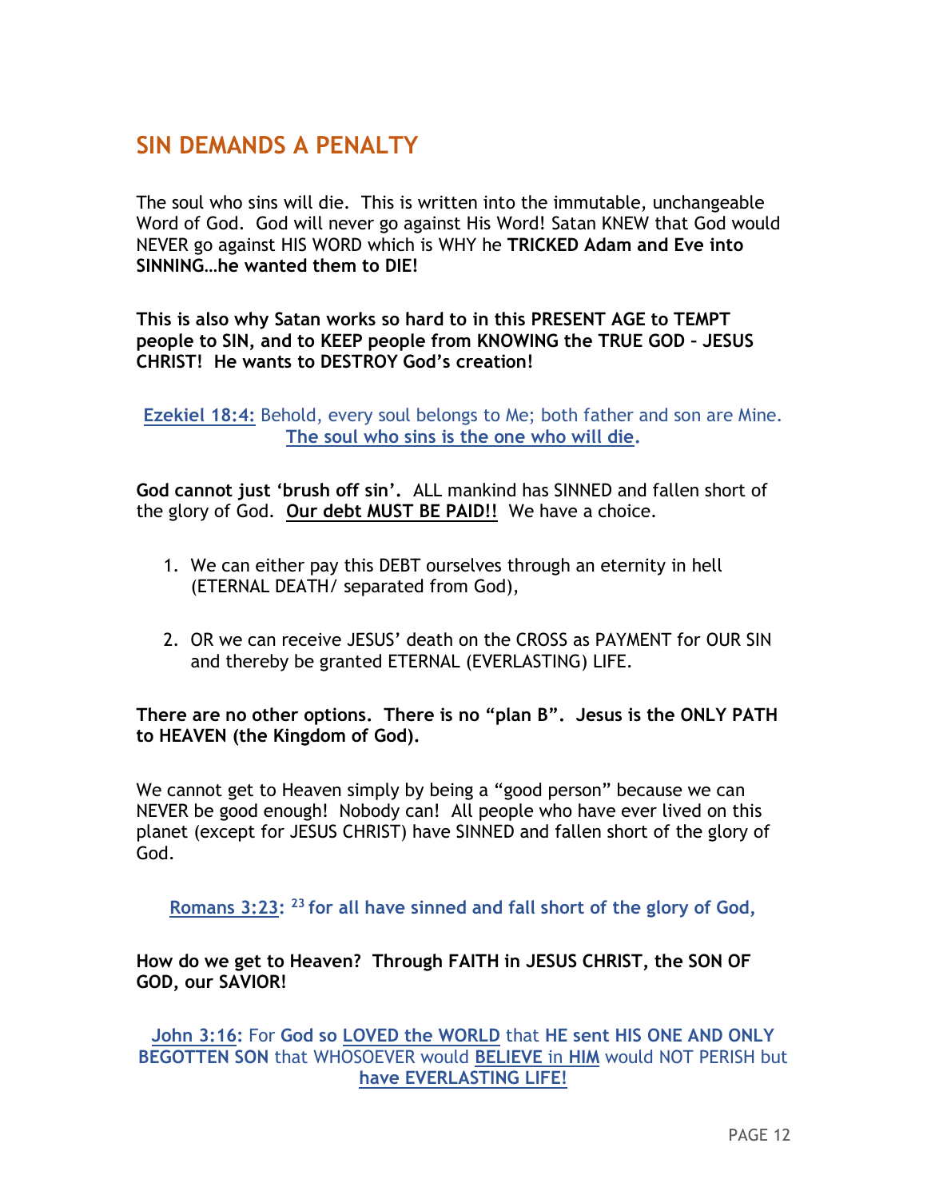## SIN DEMANDS A PENALTY

The soul who sins will die. This is written into the immutable, unchangeable Word of God. God will never go against His Word! Satan KNEW that God would NEVER go against HIS WORD which is WHY he **TRICKED Adam and Eve into SINNING…he wanted them to DIE!**

**This is also why Satan works so hard to in this PRESENT AGE to TEMPT people to SIN, and to KEEP people from KNOWING the TRUE GOD – JESUS CHRIST! He wants to DESTROY God's creation!**

**Ezekiel 18:4:** Behold, every soul belongs to Me; both father and son are Mine. **The soul who sins is the one who will die.**

**God cannot just 'brush off sin'.** ALL mankind has SINNED and fallen short of the glory of God. **Our debt MUST BE PAID!!** We have a choice.

1. We can either pay this DEBT ourselves through an eternity in hell (ETERNAL DEATH/ separated from God),

2. OR we can receive JESUS' death on the CROSS as PAYMENT for OUR SIN and thereby be granted ETERNAL (EVERLASTING) LIFE.

**There are no other options. There is no "plan B". Jesus is the ONLY PATH to HEAVEN (the Kingdom of God).**

We cannot get to Heaven simply by being a "good person" because we can NEVER be good enough! Nobody can! All people who have ever lived on this planet (except for JESUS CHRIST) have SINNED and fallen short of the glory of God.

**Romans 3:23: [23] for all have sinned and fall short of the glory of God,**

**How do we get to Heaven? Through FAITH in JESUS CHRIST, the SON OF GOD, our SAVIOR!**

**John 3:16:** For **God so LOVED the WORLD** that **HE sent HIS ONE AND ONLY BEGOTTEN SON** that WHOSOEVER would **BELIEVE in HIM** would NOT PERISH but **have EVERLASTING LIFE!**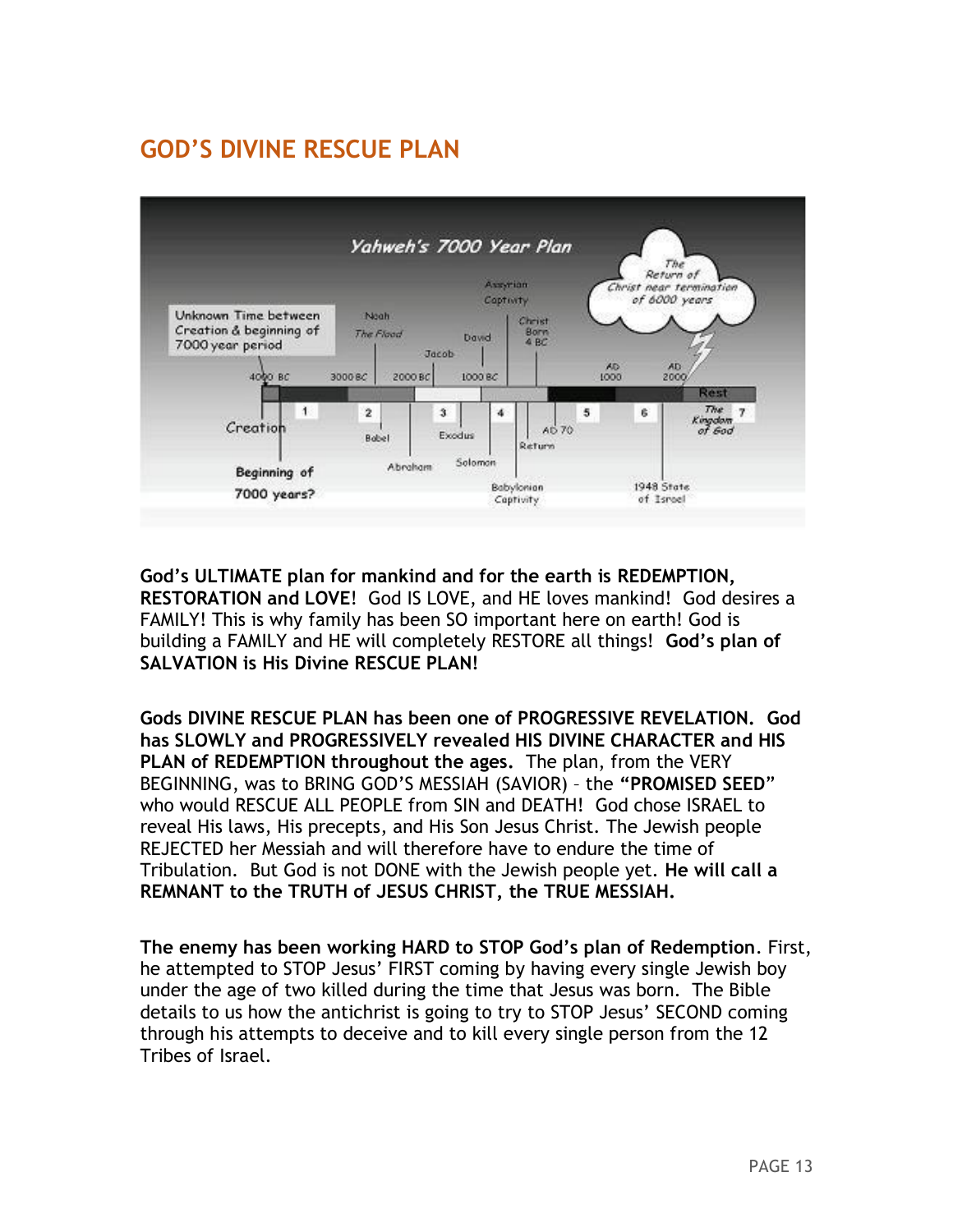## GOD'S DIVINE RESCUE PLAN

**God's ULTIMATE plan for mankind and for the earth is REDEMPTION, RESTORATION and LOVE**! God IS LOVE, and HE loves mankind! God desires a FAMILY! This is why family has been SO important here on earth! God is building a FAMILY and HE will completely RESTORE all things! **God's plan of SALVATION is His Divine RESCUE PLAN!**

**Gods DIVINE RESCUE PLAN has been one of PROGRESSIVE REVELATION. God has SLOWLY and PROGRESSIVELY revealed HIS DIVINE CHARACTER and HIS PLAN of REDEMPTION throughout the ages.** The plan, from the VERY BEGINNING, was to BRING GOD'S MESSIAH (SAVIOR) – the **"PROMISED SEED"** who would RESCUE ALL PEOPLE from SIN and DEATH! God chose ISRAEL to reveal His laws, His precepts, and His Son Jesus Christ. The Jewish people REJECTED her Messiah and will therefore have to endure the time of Tribulation. But God is not DONE with the Jewish people yet. **He will call a REMNANT to the TRUTH of JESUS CHRIST, the TRUE MESSIAH.**

**The enemy has been working HARD to STOP God's plan of Redemption**. First, he attempted to STOP Jesus' FIRST coming by having every single Jewish boy under the age of two killed during the time that Jesus was born. The Bible details to us how the antichrist is going to try to STOP Jesus' SECOND coming through his attempts to deceive and to kill every single person from the 12 Tribes of Israel.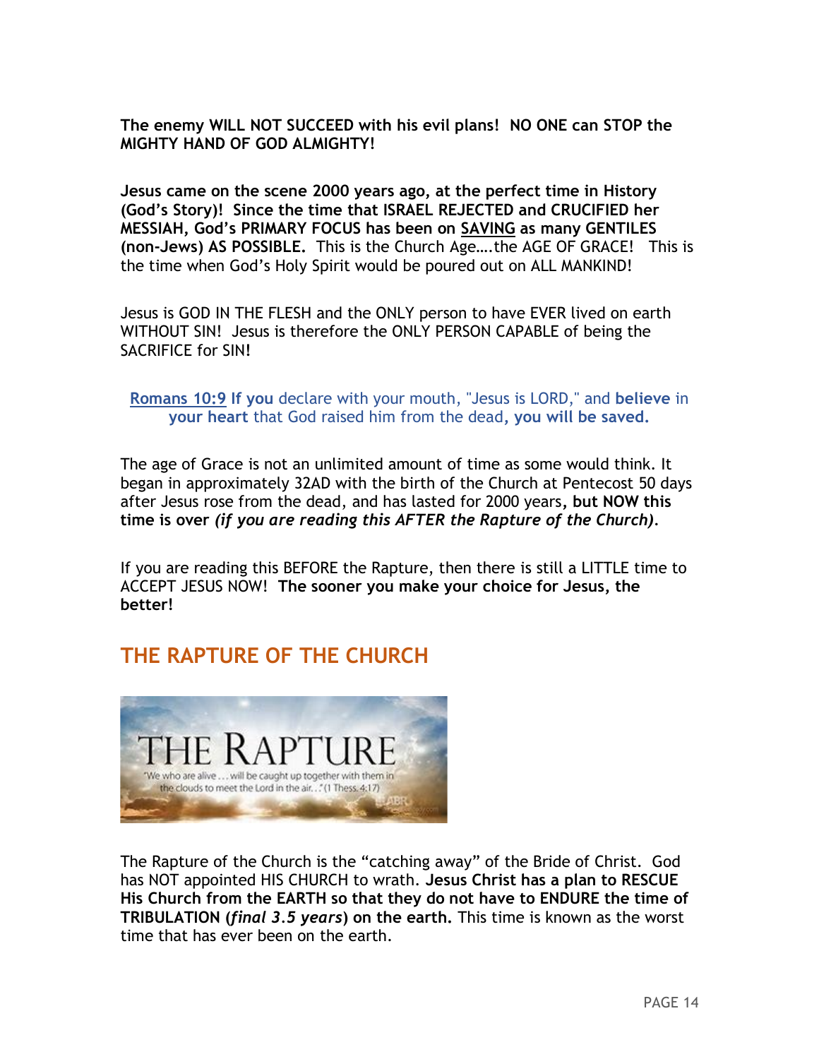**The enemy WILL NOT SUCCEED with his evil plans! NO ONE can STOP the MIGHTY HAND OF GOD ALMIGHTY!**

**Jesus came on the scene 2000 years ago, at the perfect time in History (God's Story)! Since the time that ISRAEL REJECTED and CRUCIFIED her MESSIAH, God's PRIMARY FOCUS has been on SAVING as many GENTILES (non-Jews) AS POSSIBLE.** This is the Church Age….the AGE OF GRACE! This is the time when God's Holy Spirit would be poured out on ALL MANKIND!

Jesus is GOD IN THE FLESH and the ONLY person to have EVER lived on earth WITHOUT SIN! Jesus is therefore the ONLY PERSON CAPABLE of being the SACRIFICE for SIN**!**

> Romans 10:9 **If you** declare with your mouth, "Jesus is LORD," and **believe** in **your heart** that God raised him from the dead**, you will be saved.**

The age of Grace is not an unlimited amount of time as some would think. It began in approximately 32AD with the birth of the Church at Pentecost 50 days after Jesus rose from the dead, and has lasted for 2000 years**, but NOW this time is over** ***(if you are reading this AFTER the Rapture of the Church)***.

If you are reading this BEFORE the Rapture, then there is still a LITTLE time to ACCEPT JESUS NOW! **The sooner you make your choice for Jesus, the better!**

## THE RAPTURE OF THE CHURCH

THE RAPTURE

"We who are alive . . . will be caught up together with them in the clouds to meet the Lord in the air. . ." (1 Thess. 4:17)

The Rapture of the Church is the "catching away" of the Bride of Christ. God has NOT appointed HIS CHURCH to wrath. **Jesus Christ has a plan to RESCUE His Church from the EARTH so that they do not have to ENDURE the time of TRIBULATION (*final 3.5 years*) on the earth.** This time is known as the worst time that has ever been on the earth.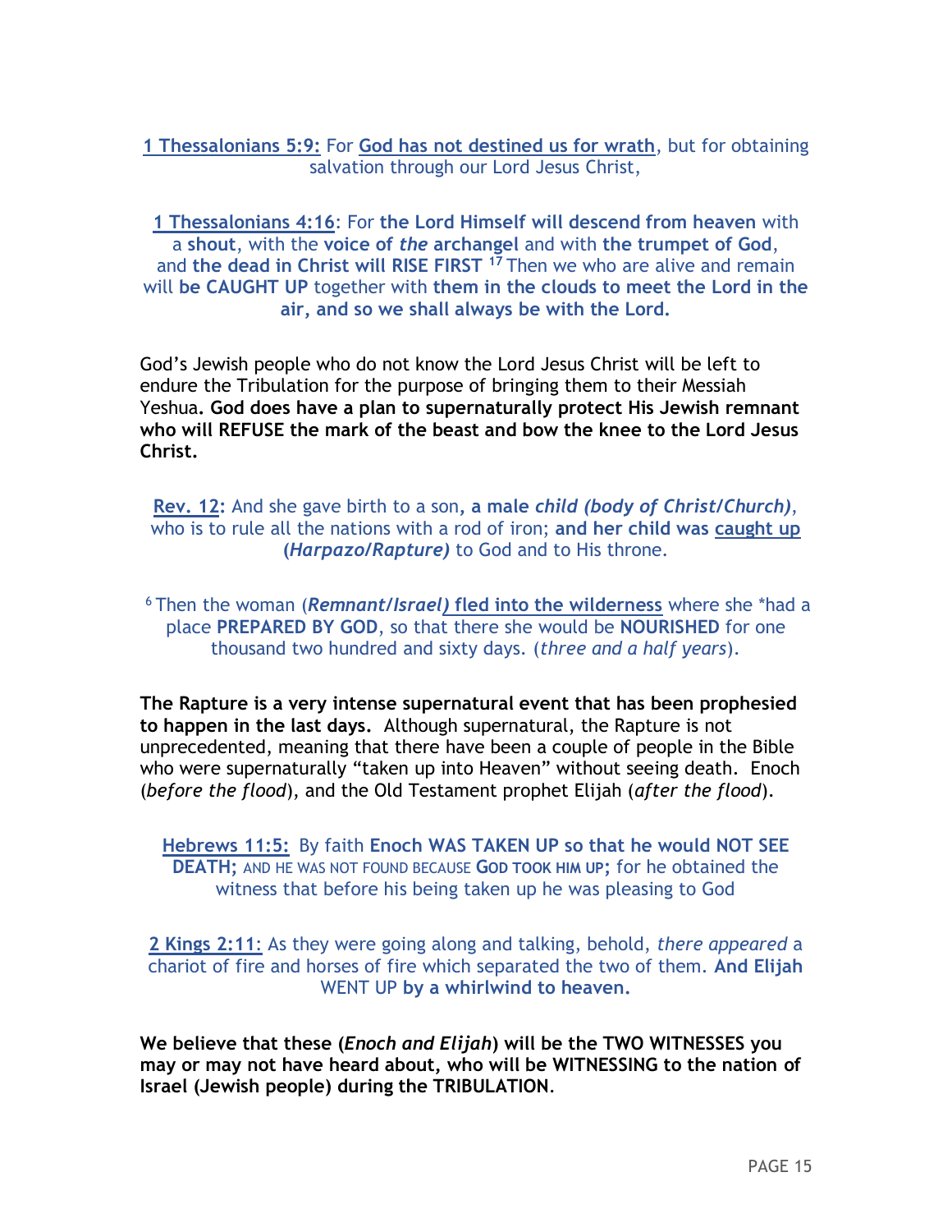**1 Thessalonians 5:9:** For **God has not destined us for wrath**, but for obtaining salvation through our Lord Jesus Christ,

**1 Thessalonians 4:16**: For **the Lord Himself will descend from heaven** with a **shout**, with the **voice of *the* archangel** and with **the trumpet of God**, and **the dead in Christ will RISE FIRST** [17] Then we who are alive and remain will **be CAUGHT UP** together with **them in the clouds to meet the Lord in the air, and so we shall always be with the Lord.**

God's Jewish people who do not know the Lord Jesus Christ will be left to endure the Tribulation for the purpose of bringing them to their Messiah Yeshua. **God does have a plan to supernaturally protect His Jewish remnant who will REFUSE the mark of the beast and bow the knee to the Lord Jesus Christ.**

**Rev. 12:** And she gave birth to a son**, a male *child (body of Christ/Church)***, who is to rule all the nations with a rod of iron; **and her child was caught up (*Harpazo/Rapture)*** to God and to His throne.

[6] Then the woman (***Remnant/Israel)* fled into the wilderness** where she *had a place **PREPARED BY GOD**, so that there she would be **NOURISHED** for one thousand two hundred and sixty days. (*three and a half years*).

**The Rapture is a very intense supernatural event that has been prophesied to happen in the last days.** Although supernatural, the Rapture is not unprecedented, meaning that there have been a couple of people in the Bible who were supernaturally "taken up into Heaven" without seeing death. Enoch (*before the flood*), and the Old Testament prophet Elijah (*after the flood*).

**Hebrews 11:5:** By faith **Enoch WAS TAKEN UP so that he would NOT SEE DEATH;** AND HE WAS NOT FOUND BECAUSE **GOD TOOK HIM UP;** for he obtained the witness that before his being taken up he was pleasing to God

**2 Kings 2:11**: As they were going along and talking, behold, *there appeared* a chariot of fire and horses of fire which separated the two of them. **And Elijah** WENT UP **by a whirlwind to heaven.**

**We believe that these (*Enoch and Elijah*) will be the TWO WITNESSES you may or may not have heard about, who will be WITNESSING to the nation of Israel (Jewish people) during the TRIBULATION**.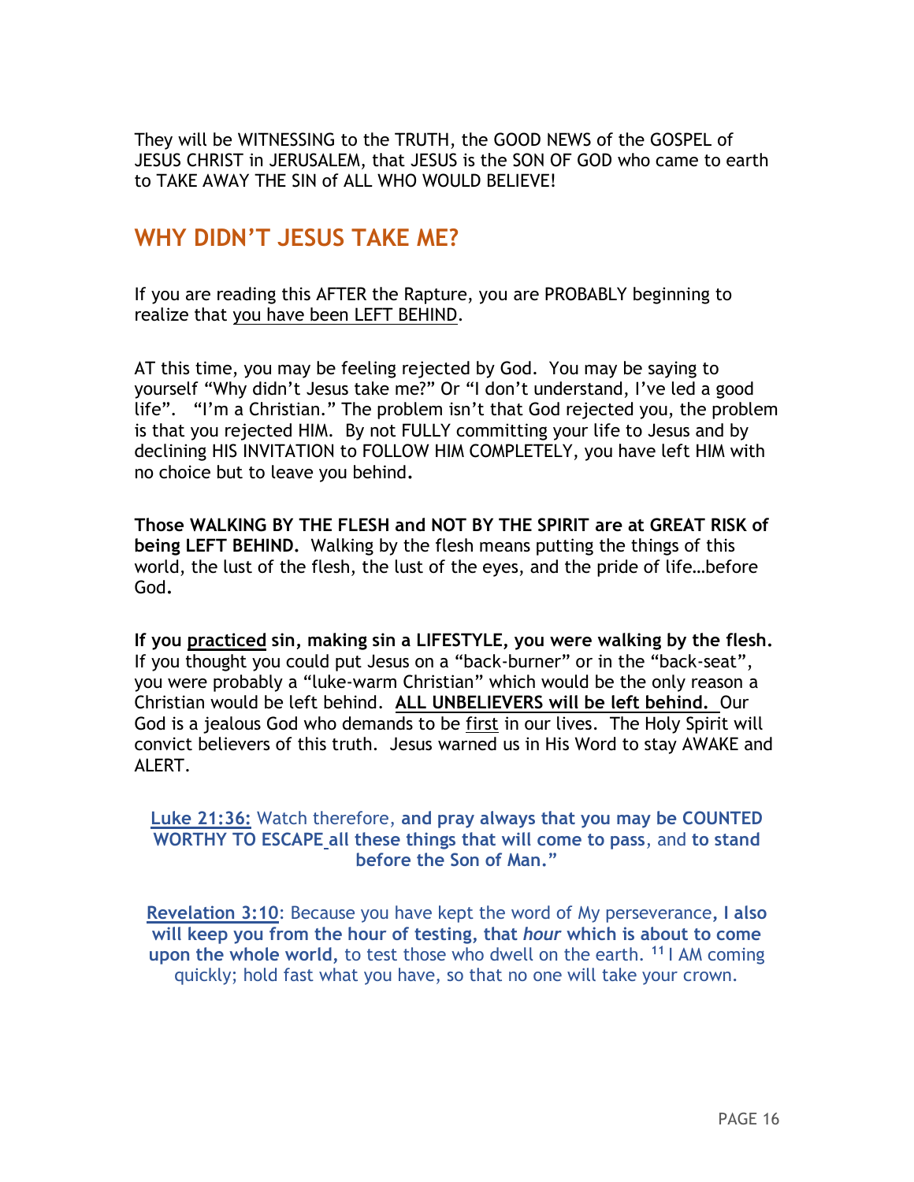They will be WITNESSING to the TRUTH, the GOOD NEWS of the GOSPEL of JESUS CHRIST in JERUSALEM, that JESUS is the SON OF GOD who came to earth to TAKE AWAY THE SIN of ALL WHO WOULD BELIEVE!

## WHY DIDN'T JESUS TAKE ME?

If you are reading this AFTER the Rapture, you are PROBABLY beginning to realize that <u>you have been LEFT BEHIND</u>.

AT this time, you may be feeling rejected by God. You may be saying to yourself "Why didn't Jesus take me?" Or "I don't understand, I've led a good life". "I'm a Christian." The problem isn't that God rejected you, the problem is that you rejected HIM. By not FULLY committing your life to Jesus and by declining HIS INVITATION to FOLLOW HIM COMPLETELY, you have left HIM with no choice but to leave you behind**.**

**Those WALKING BY THE FLESH and NOT BY THE SPIRIT are at GREAT RISK of being LEFT BEHIND.** Walking by the flesh means putting the things of this world, the lust of the flesh, the lust of the eyes, and the pride of life…before God**.**

**If you <u>practiced</u> sin, making sin a LIFESTYLE, you were walking by the flesh.** If you thought you could put Jesus on a "back-burner" or in the "back-seat", you were probably a "luke-warm Christian" which would be the only reason a Christian would be left behind. **<u>ALL UNBELIEVERS will be left behind.</u>** Our God is a jealous God who demands to be <u>first</u> in our lives. The Holy Spirit will convict believers of this truth. Jesus warned us in His Word to stay AWAKE and ALERT.

**<u>Luke 21:36:</u>** Watch therefore, **and pray always that you may be COUNTED WORTHY TO ESCAPE all these things that will come to pass**, and **to stand before the Son of Man."**

**<u>Revelation 3:10</u>**: Because you have kept the word of My perseverance**, I also will keep you from the hour of testing, that *hour* which is about to come upon the whole world,** to test those who dwell on the earth. [11] I AM coming quickly; hold fast what you have, so that no one will take your crown.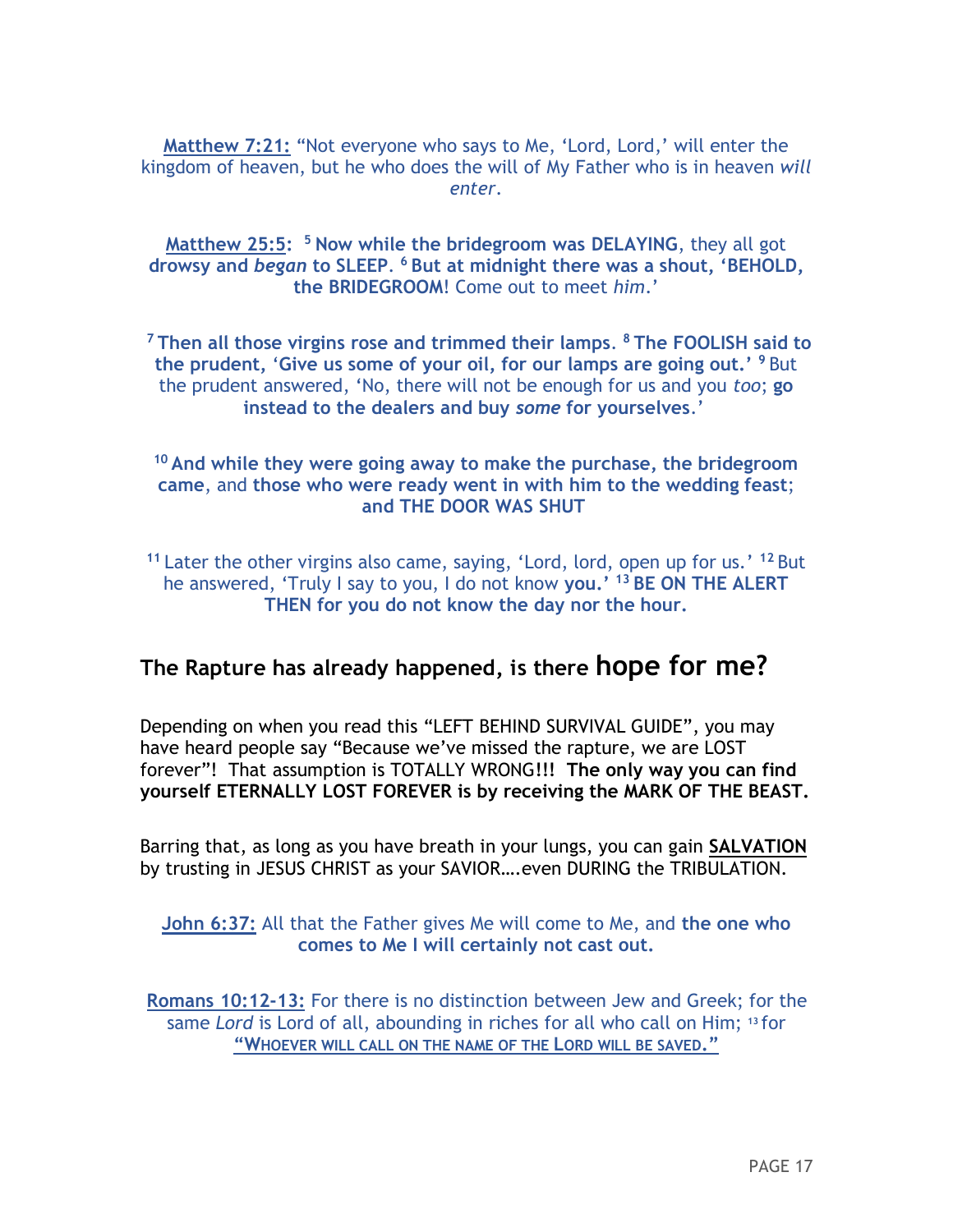**Matthew 7:21:** "Not everyone who says to Me, 'Lord, Lord,' will enter the kingdom of heaven, but he who does the will of My Father who is in heaven *will enter*.

**Matthew 25:5:** [5] **Now while the bridegroom was DELAYING**, they all got **drowsy and *began* to SLEEP**. [6] **But at midnight there was a shout, 'BEHOLD, the BRIDEGROOM**! Come out to meet *him*.'

[7] **Then all those virgins rose and trimmed their lamps**. [8] **The FOOLISH said to the prudent, 'Give us some of your oil, for our lamps are going out.'** [9] But the prudent answered, 'No, there will not be enough for us and you *too*; **go instead to the dealers and buy *some* for yourselves**.'

[10] **And while they were going away to make the purchase, the bridegroom came**, and **those who were ready went in with him to the wedding feast**; **and THE DOOR WAS SHUT**

[11] Later the other virgins also came, saying, 'Lord, lord, open up for us.' [12] But he answered, 'Truly I say to you, I do not know **you.'** [13] **BE ON THE ALERT THEN for you do not know the day nor the hour.**

## The Rapture has already happened, is there hope for me?

Depending on when you read this "LEFT BEHIND SURVIVAL GUIDE", you may have heard people say "Because we've missed the rapture, we are LOST forever"! That assumption is TOTALLY WRONG**!!!** **The only way you can find yourself ETERNALLY LOST FOREVER is by receiving the MARK OF THE BEAST.**

Barring that, as long as you have breath in your lungs, you can gain **SALVATION** by trusting in JESUS CHRIST as your SAVIOR….even DURING the TRIBULATION.

**John 6:37:** All that the Father gives Me will come to Me, and **the one who comes to Me I will certainly not cast out.**

**Romans 10:12-13:** For there is no distinction between Jew and Greek; for the same *Lord* is Lord of all, abounding in riches for all who call on Him; [13] for **"WHOEVER WILL CALL ON THE NAME OF THE LORD WILL BE SAVED."**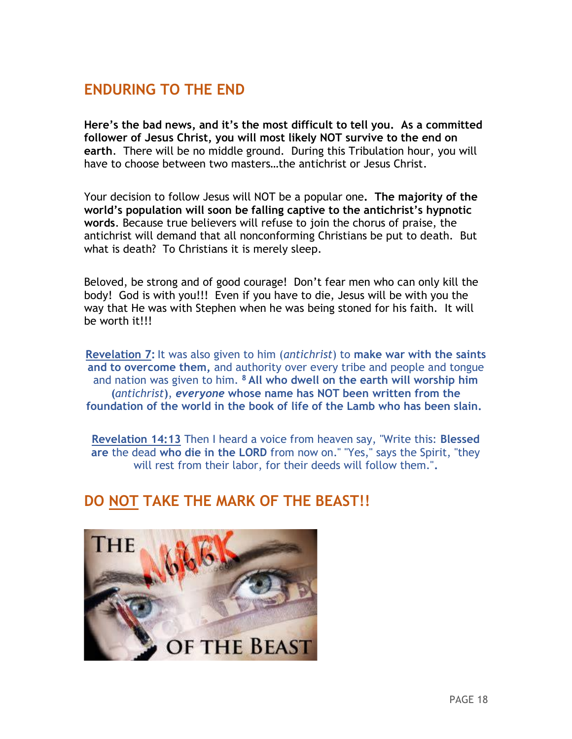## ENDURING TO THE END

**Here's the bad news, and it's the most difficult to tell you. As a committed follower of Jesus Christ, you will most likely NOT survive to the end on earth**. There will be no middle ground. During this Tribulation hour, you will have to choose between two masters…the antichrist or Jesus Christ.

Your decision to follow Jesus will NOT be a popular one**. The majority of the world's population will soon be falling captive to the antichrist's hypnotic words**. Because true believers will refuse to join the chorus of praise, the antichrist will demand that all nonconforming Christians be put to death. But what is death? To Christians it is merely sleep.

Beloved, be strong and of good courage! Don't fear men who can only kill the body! God is with you!!! Even if you have to die, Jesus will be with you the way that He was with Stephen when he was being stoned for his faith. It will be worth it!!!

> **Revelation 7:** It was also given to him (*antichrist*) to **make war with the saints and to overcome them,** and authority over every tribe and people and tongue and nation was given to him. [8] **All who dwell on the earth will worship him (*antichrist*), *everyone* whose name has NOT been written from the foundation of the world in the book of life of the Lamb who has been slain.**

> **Revelation 14:13** Then I heard a voice from heaven say, "Write this: **Blessed are** the dead **who die in the LORD** from now on." "Yes," says the Spirit, "they will rest from their labor, for their deeds will follow them.".

## DO NOT TAKE THE MARK OF THE BEAST!!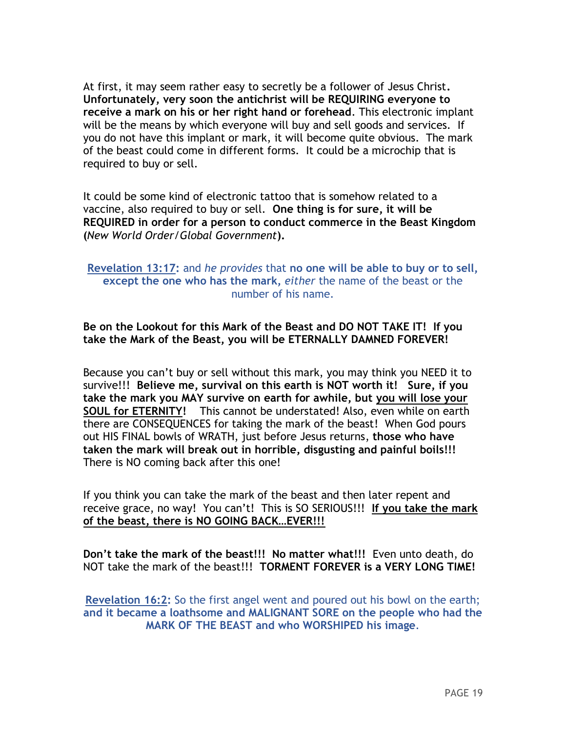At first, it may seem rather easy to secretly be a follower of Jesus Christ**.** **Unfortunately, very soon the antichrist will be REQUIRING everyone to receive a mark on his or her right hand or forehead**. This electronic implant will be the means by which everyone will buy and sell goods and services. If you do not have this implant or mark, it will become quite obvious. The mark of the beast could come in different forms. It could be a microchip that is required to buy or sell.

It could be some kind of electronic tattoo that is somehow related to a vaccine, also required to buy or sell. **One thing is for sure, it will be REQUIRED in order for a person to conduct commerce in the Beast Kingdom (***New World Order/Global Government***).**

> **Revelation 13:17:** and *he provides* that **no one will be able to buy or to sell, except the one who has the mark,** *either* the name of the beast or the number of his name.

**Be on the Lookout for this Mark of the Beast and DO NOT TAKE IT! If you take the Mark of the Beast, you will be ETERNALLY DAMNED FOREVER!**

Because you can't buy or sell without this mark, you may think you NEED it to survive!!! **Believe me, survival on this earth is NOT worth it! Sure, if you take the mark you MAY survive on earth for awhile, but <u>you will lose your SOUL for ETERNITY</u>!** This cannot be understated! Also, even while on earth there are CONSEQUENCES for taking the mark of the beast! When God pours out HIS FINAL bowls of WRATH, just before Jesus returns, **those who have taken the mark will break out in horrible, disgusting and painful boils!!!** There is NO coming back after this one!

If you think you can take the mark of the beast and then later repent and receive grace, no way! You can't! This is SO SERIOUS!!! **<u>If you take the mark of the beast, there is NO GOING BACK…EVER!!!</u>**

**Don't take the mark of the beast!!! No matter what!!!** Even unto death, do NOT take the mark of the beast!!! **TORMENT FOREVER is a VERY LONG TIME!**

> **Revelation 16:2:** So the first angel went and poured out his bowl on the earth; **and it became a loathsome and MALIGNANT SORE on the people who had the MARK OF THE BEAST and who WORSHIPED his image**.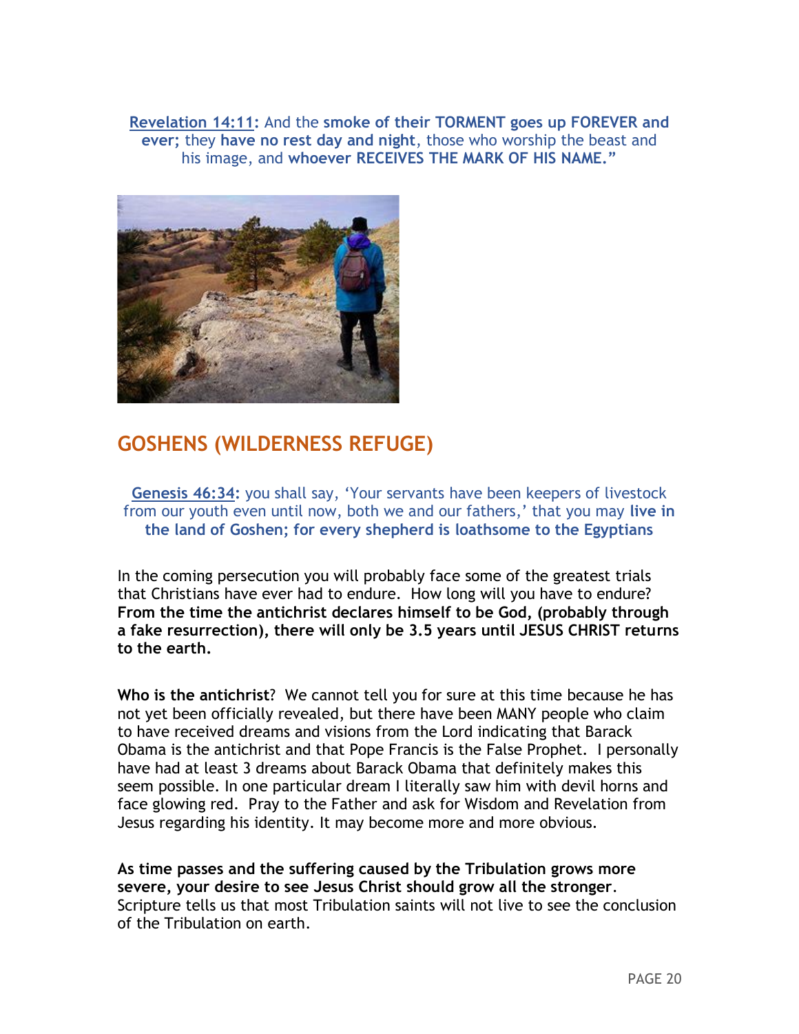**Revelation 14:11:** And the **smoke of their TORMENT goes up FOREVER and ever;** they **have no rest day and night**, those who worship the beast and his image, and **whoever RECEIVES THE MARK OF HIS NAME."**

## GOSHENS (WILDERNESS REFUGE)

**Genesis 46:34:** you shall say, 'Your servants have been keepers of livestock from our youth even until now, both we and our fathers,' that you may **live in the land of Goshen; for every shepherd is loathsome to the Egyptians**

In the coming persecution you will probably face some of the greatest trials that Christians have ever had to endure. How long will you have to endure? **From the time the antichrist declares himself to be God, (probably through a fake resurrection), there will only be 3.5 years until JESUS CHRIST returns to the earth.**

**Who is the antichrist**? We cannot tell you for sure at this time because he has not yet been officially revealed, but there have been MANY people who claim to have received dreams and visions from the Lord indicating that Barack Obama is the antichrist and that Pope Francis is the False Prophet. I personally have had at least 3 dreams about Barack Obama that definitely makes this seem possible. In one particular dream I literally saw him with devil horns and face glowing red. Pray to the Father and ask for Wisdom and Revelation from Jesus regarding his identity. It may become more and more obvious.

**As time passes and the suffering caused by the Tribulation grows more severe, your desire to see Jesus Christ should grow all the stronger**. Scripture tells us that most Tribulation saints will not live to see the conclusion of the Tribulation on earth.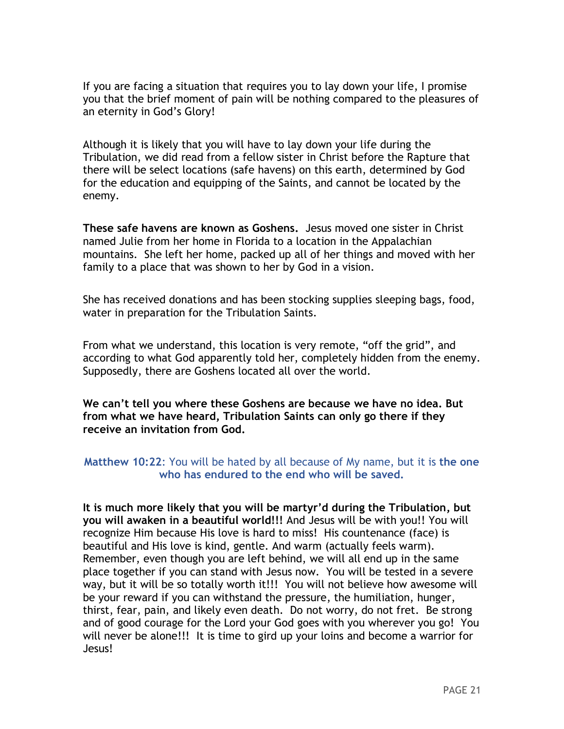If you are facing a situation that requires you to lay down your life, I promise you that the brief moment of pain will be nothing compared to the pleasures of an eternity in God's Glory!

Although it is likely that you will have to lay down your life during the Tribulation, we did read from a fellow sister in Christ before the Rapture that there will be select locations (safe havens) on this earth, determined by God for the education and equipping of the Saints, and cannot be located by the enemy.

**These safe havens are known as Goshens.** Jesus moved one sister in Christ named Julie from her home in Florida to a location in the Appalachian mountains. She left her home, packed up all of her things and moved with her family to a place that was shown to her by God in a vision.

She has received donations and has been stocking supplies sleeping bags, food, water in preparation for the Tribulation Saints.

From what we understand, this location is very remote, "off the grid", and according to what God apparently told her, completely hidden from the enemy. Supposedly, there are Goshens located all over the world.

**We can't tell you where these Goshens are because we have no idea. But from what we have heard, Tribulation Saints can only go there if they receive an invitation from God.**

**Matthew 10:22**: You will be hated by all because of My name, but it is **the one who has endured to the end who will be saved.**

**It is much more likely that you will be martyr'd during the Tribulation, but you will awaken in a beautiful world!!!** And Jesus will be with you!! You will recognize Him because His love is hard to miss! His countenance (face) is beautiful and His love is kind, gentle. And warm (actually feels warm). Remember, even though you are left behind, we will all end up in the same place together if you can stand with Jesus now. You will be tested in a severe way, but it will be so totally worth it!!! You will not believe how awesome will be your reward if you can withstand the pressure, the humiliation, hunger, thirst, fear, pain, and likely even death. Do not worry, do not fret. Be strong and of good courage for the Lord your God goes with you wherever you go! You will never be alone!!! It is time to gird up your loins and become a warrior for Jesus!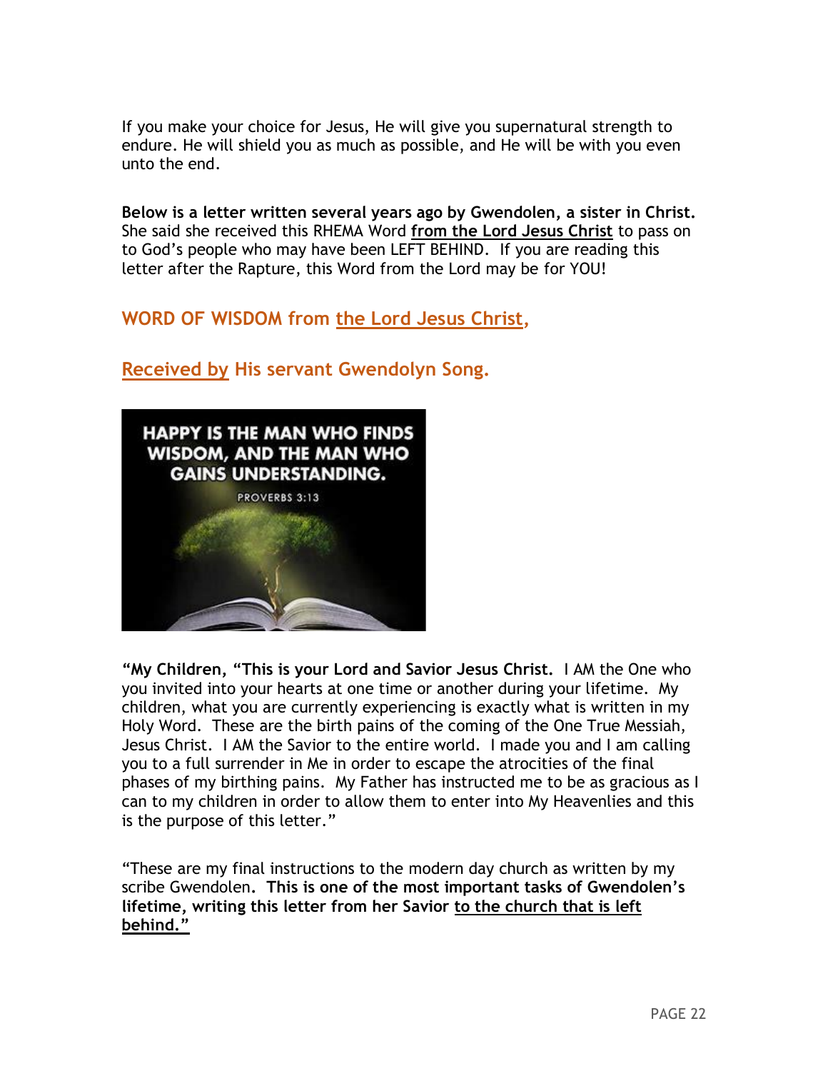If you make your choice for Jesus, He will give you supernatural strength to endure. He will shield you as much as possible, and He will be with you even unto the end.

**Below is a letter written several years ago by Gwendolen, a sister in Christ.** She said she received this RHEMA Word **from the Lord Jesus Christ** to pass on to God's people who may have been LEFT BEHIND. If you are reading this letter after the Rapture, this Word from the Lord may be for YOU!

## WORD OF WISDOM from the Lord Jesus Christ,

## Received by His servant Gwendolyn Song.

**"My Children, "This is your Lord and Savior Jesus Christ.** I AM the One who you invited into your hearts at one time or another during your lifetime. My children, what you are currently experiencing is exactly what is written in my Holy Word. These are the birth pains of the coming of the One True Messiah, Jesus Christ. I AM the Savior to the entire world. I made you and I am calling you to a full surrender in Me in order to escape the atrocities of the final phases of my birthing pains. My Father has instructed me to be as gracious as I can to my children in order to allow them to enter into My Heavenlies and this is the purpose of this letter."

"These are my final instructions to the modern day church as written by my scribe Gwendolen**. This is one of the most important tasks of Gwendolen's lifetime, writing this letter from her Savior to the church that is left behind."**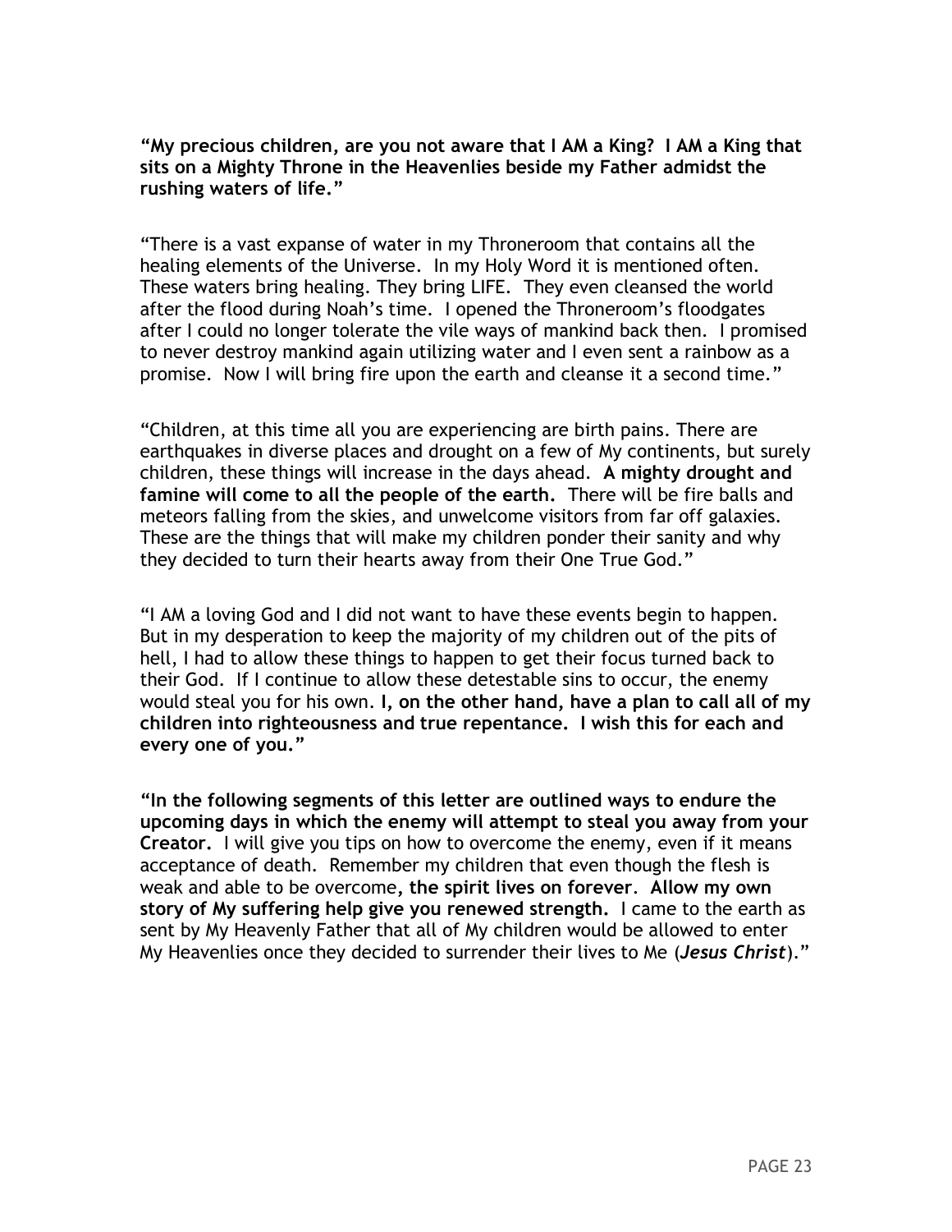**"My precious children, are you not aware that I AM a King? I AM a King that sits on a Mighty Throne in the Heavenlies beside my Father admidst the rushing waters of life."**

"There is a vast expanse of water in my Throneroom that contains all the healing elements of the Universe. In my Holy Word it is mentioned often. These waters bring healing. They bring LIFE. They even cleansed the world after the flood during Noah's time. I opened the Throneroom's floodgates after I could no longer tolerate the vile ways of mankind back then. I promised to never destroy mankind again utilizing water and I even sent a rainbow as a promise. Now I will bring fire upon the earth and cleanse it a second time."

"Children, at this time all you are experiencing are birth pains. There are earthquakes in diverse places and drought on a few of My continents, but surely children, these things will increase in the days ahead. **A mighty drought and famine will come to all the people of the earth.** There will be fire balls and meteors falling from the skies, and unwelcome visitors from far off galaxies. These are the things that will make my children ponder their sanity and why they decided to turn their hearts away from their One True God."

"I AM a loving God and I did not want to have these events begin to happen. But in my desperation to keep the majority of my children out of the pits of hell, I had to allow these things to happen to get their focus turned back to their God. If I continue to allow these detestable sins to occur, the enemy would steal you for his own. **I, on the other hand, have a plan to call all of my children into righteousness and true repentance. I wish this for each and every one of you."**

**"In the following segments of this letter are outlined ways to endure the upcoming days in which the enemy will attempt to steal you away from your Creator.** I will give you tips on how to overcome the enemy, even if it means acceptance of death. Remember my children that even though the flesh is weak and able to be overcome**, the spirit lives on forever**. **Allow my own story of My suffering help give you renewed strength.** I came to the earth as sent by My Heavenly Father that all of My children would be allowed to enter My Heavenlies once they decided to surrender their lives to Me (***Jesus Christ***)."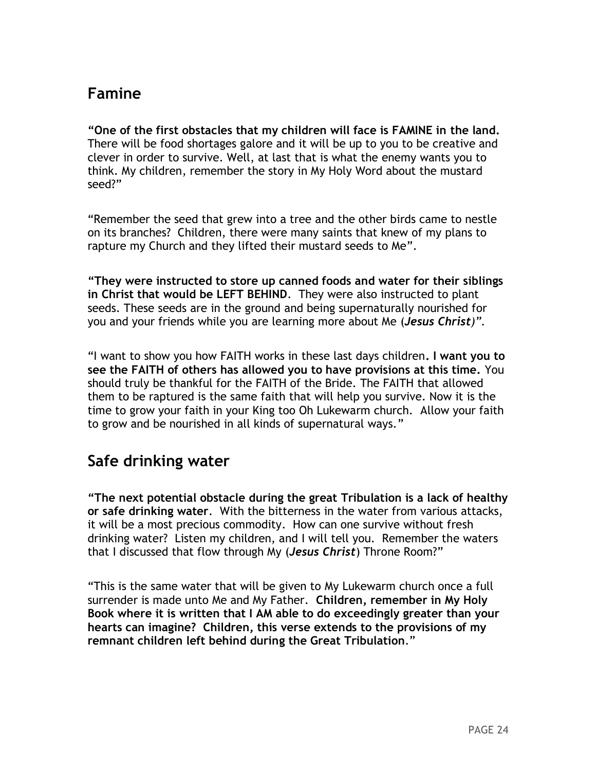## Famine

**"One of the first obstacles that my children will face is FAMINE in the land.** There will be food shortages galore and it will be up to you to be creative and clever in order to survive. Well, at last that is what the enemy wants you to think. My children, remember the story in My Holy Word about the mustard seed?"

"Remember the seed that grew into a tree and the other birds came to nestle on its branches? Children, there were many saints that knew of my plans to rapture my Church and they lifted their mustard seeds to Me".

**"They were instructed to store up canned foods and water for their siblings in Christ that would be LEFT BEHIND**. They were also instructed to plant seeds. These seeds are in the ground and being supernaturally nourished for you and your friends while you are learning more about Me (***Jesus Christ)***".

"I want to show you how FAITH works in these last days children**. I want you to see the FAITH of others has allowed you to have provisions at this time.** You should truly be thankful for the FAITH of the Bride. The FAITH that allowed them to be raptured is the same faith that will help you survive. Now it is the time to grow your faith in your King too Oh Lukewarm church. Allow your faith to grow and be nourished in all kinds of supernatural ways."

## Safe drinking water

**"The next potential obstacle during the great Tribulation is a lack of healthy or safe drinking water**. With the bitterness in the water from various attacks, it will be a most precious commodity. How can one survive without fresh drinking water? Listen my children, and I will tell you. Remember the waters that I discussed that flow through My (***Jesus Christ***) Throne Room?"

"This is the same water that will be given to My Lukewarm church once a full surrender is made unto Me and My Father. **Children, remember in My Holy Book where it is written that I AM able to do exceedingly greater than your hearts can imagine? Children, this verse extends to the provisions of my remnant children left behind during the Great Tribulation**."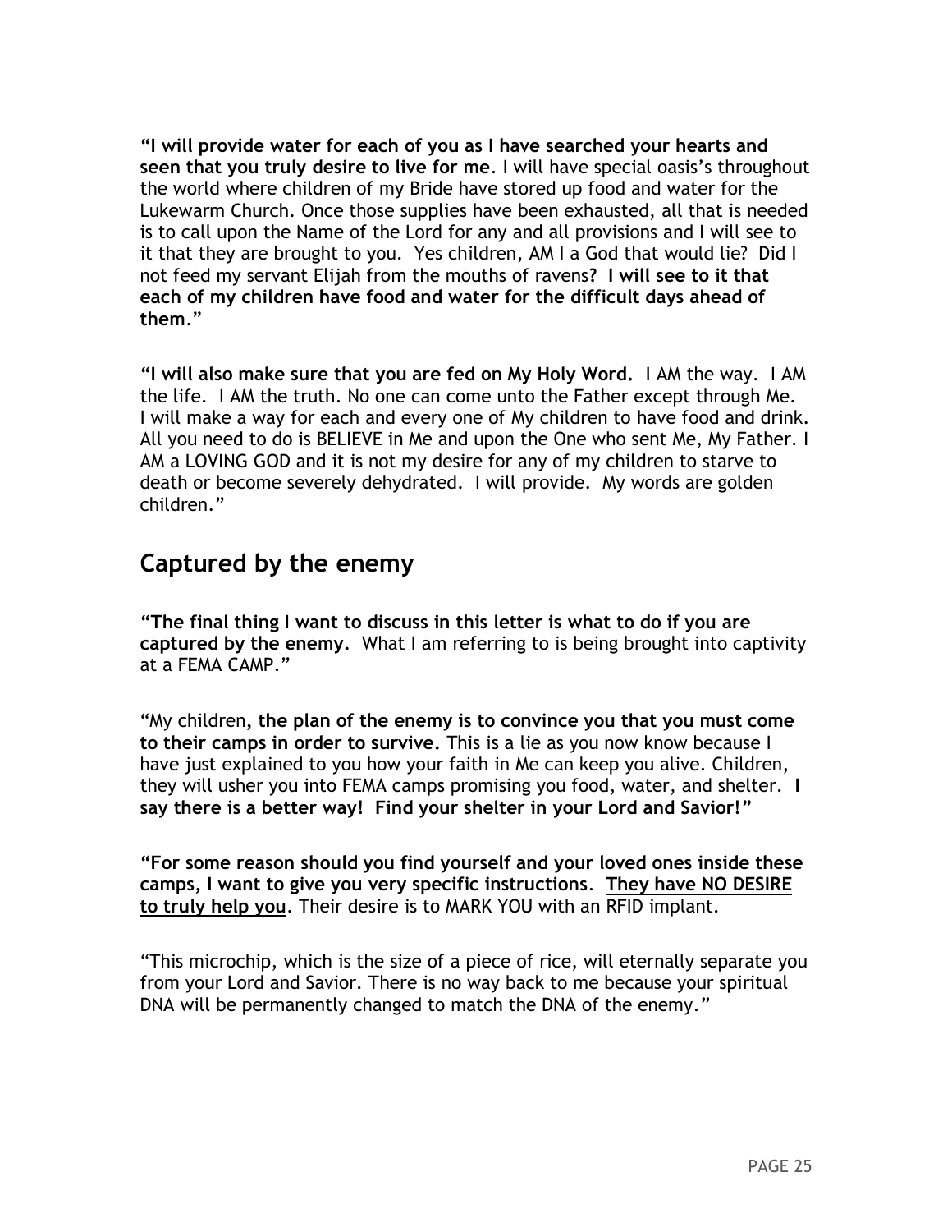**"I will provide water for each of you as I have searched your hearts and seen that you truly desire to live for me**. I will have special oasis's throughout the world where children of my Bride have stored up food and water for the Lukewarm Church. Once those supplies have been exhausted, all that is needed is to call upon the Name of the Lord for any and all provisions and I will see to it that they are brought to you. Yes children, AM I a God that would lie? Did I not feed my servant Elijah from the mouths of ravens**? I will see to it that each of my children have food and water for the difficult days ahead of them**."

**"I will also make sure that you are fed on My Holy Word.** I AM the way. I AM the life. I AM the truth. No one can come unto the Father except through Me. I will make a way for each and every one of My children to have food and drink. All you need to do is BELIEVE in Me and upon the One who sent Me, My Father. I AM a LOVING GOD and it is not my desire for any of my children to starve to death or become severely dehydrated. I will provide. My words are golden children."

## Captured by the enemy

**"The final thing I want to discuss in this letter is what to do if you are captured by the enemy.** What I am referring to is being brought into captivity at a FEMA CAMP."

"My children**, the plan of the enemy is to convince you that you must come to their camps in order to survive.** This is a lie as you now know because I have just explained to you how your faith in Me can keep you alive. Children, they will usher you into FEMA camps promising you food, water, and shelter. **I say there is a better way! Find your shelter in your Lord and Savior!"**

**"For some reason should you find yourself and your loved ones inside these camps, I want to give you very specific instructions**. **<u>They have NO DESIRE to truly help you</u>**. Their desire is to MARK YOU with an RFID implant.

"This microchip, which is the size of a piece of rice, will eternally separate you from your Lord and Savior. There is no way back to me because your spiritual DNA will be permanently changed to match the DNA of the enemy."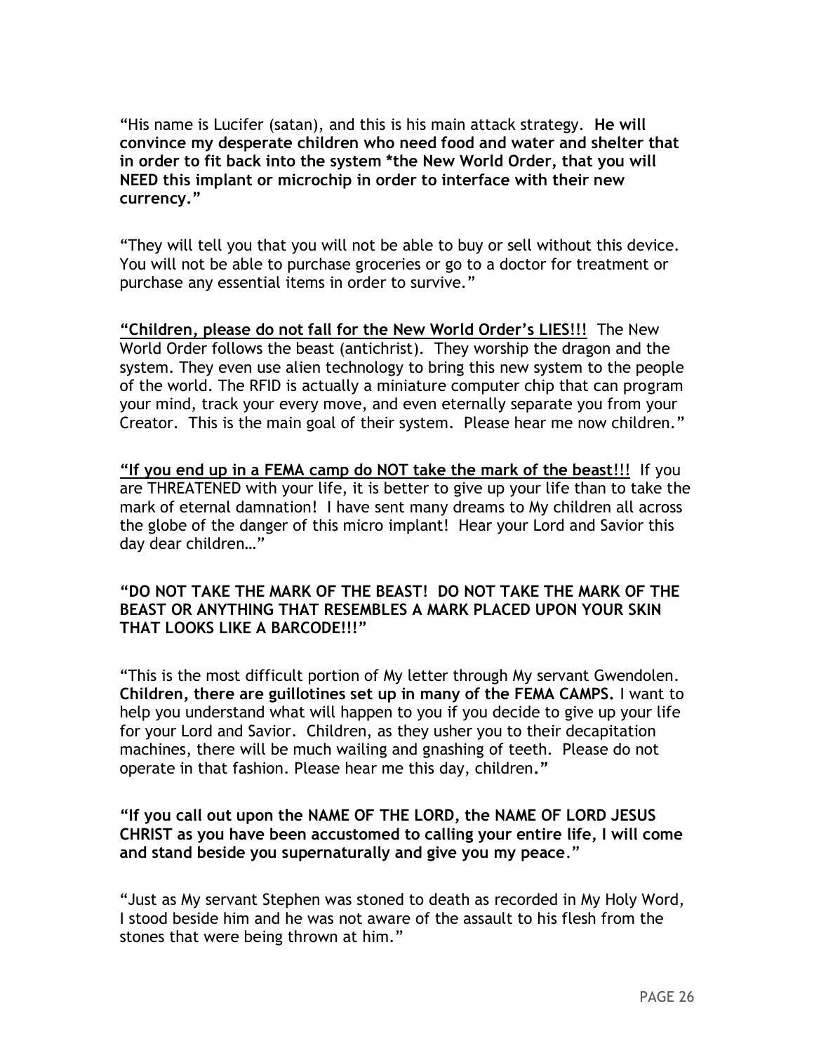"His name is Lucifer (satan), and this is his main attack strategy. **He will convince my desperate children who need food and water and shelter that in order to fit back into the system *the New World Order, that you will NEED this implant or microchip in order to interface with their new currency."**

"They will tell you that you will not be able to buy or sell without this device. You will not be able to purchase groceries or go to a doctor for treatment or purchase any essential items in order to survive."

**"Children, please do not fall for the New World Order's LIES!!!** The New World Order follows the beast (antichrist). They worship the dragon and the system. They even use alien technology to bring this new system to the people of the world. The RFID is actually a miniature computer chip that can program your mind, track your every move, and even eternally separate you from your Creator. This is the main goal of their system. Please hear me now children."

**"If you end up in a FEMA camp do NOT take the mark of the beast!!!** If you are THREATENED with your life, it is better to give up your life than to take the mark of eternal damnation! I have sent many dreams to My children all across the globe of the danger of this micro implant! Hear your Lord and Savior this day dear children…"

**"DO NOT TAKE THE MARK OF THE BEAST! DO NOT TAKE THE MARK OF THE BEAST OR ANYTHING THAT RESEMBLES A MARK PLACED UPON YOUR SKIN THAT LOOKS LIKE A BARCODE!!!"**

"This is the most difficult portion of My letter through My servant Gwendolen. **Children, there are guillotines set up in many of the FEMA CAMPS.** I want to help you understand what will happen to you if you decide to give up your life for your Lord and Savior. Children, as they usher you to their decapitation machines, there will be much wailing and gnashing of teeth. Please do not operate in that fashion. Please hear me this day, children**."**

**"If you call out upon the NAME OF THE LORD, the NAME OF LORD JESUS CHRIST as you have been accustomed to calling your entire life, I will come and stand beside you supernaturally and give you my peace**."

"Just as My servant Stephen was stoned to death as recorded in My Holy Word, I stood beside him and he was not aware of the assault to his flesh from the stones that were being thrown at him."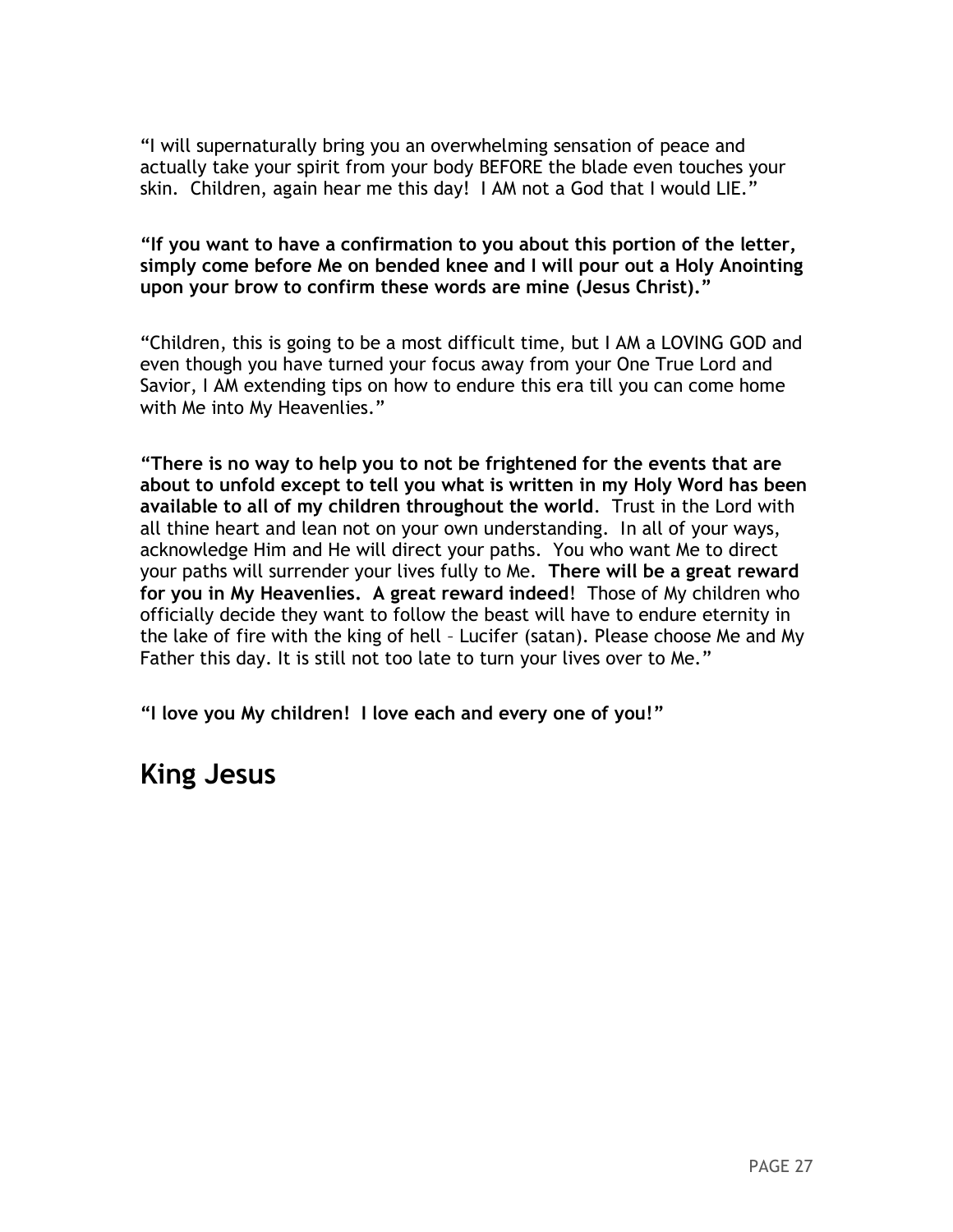"I will supernaturally bring you an overwhelming sensation of peace and actually take your spirit from your body BEFORE the blade even touches your skin. Children, again hear me this day! I AM not a God that I would LIE."

**"If you want to have a confirmation to you about this portion of the letter, simply come before Me on bended knee and I will pour out a Holy Anointing upon your brow to confirm these words are mine (Jesus Christ)."**

"Children, this is going to be a most difficult time, but I AM a LOVING GOD and even though you have turned your focus away from your One True Lord and Savior, I AM extending tips on how to endure this era till you can come home with Me into My Heavenlies."

**"There is no way to help you to not be frightened for the events that are about to unfold except to tell you what is written in my Holy Word has been available to all of my children throughout the world**. Trust in the Lord with all thine heart and lean not on your own understanding. In all of your ways, acknowledge Him and He will direct your paths. You who want Me to direct your paths will surrender your lives fully to Me. **There will be a great reward for you in My Heavenlies. A great reward indeed**! Those of My children who officially decide they want to follow the beast will have to endure eternity in the lake of fire with the king of hell – Lucifer (satan). Please choose Me and My Father this day. It is still not too late to turn your lives over to Me."

**"I love you My children! I love each and every one of you!"**

## King Jesus